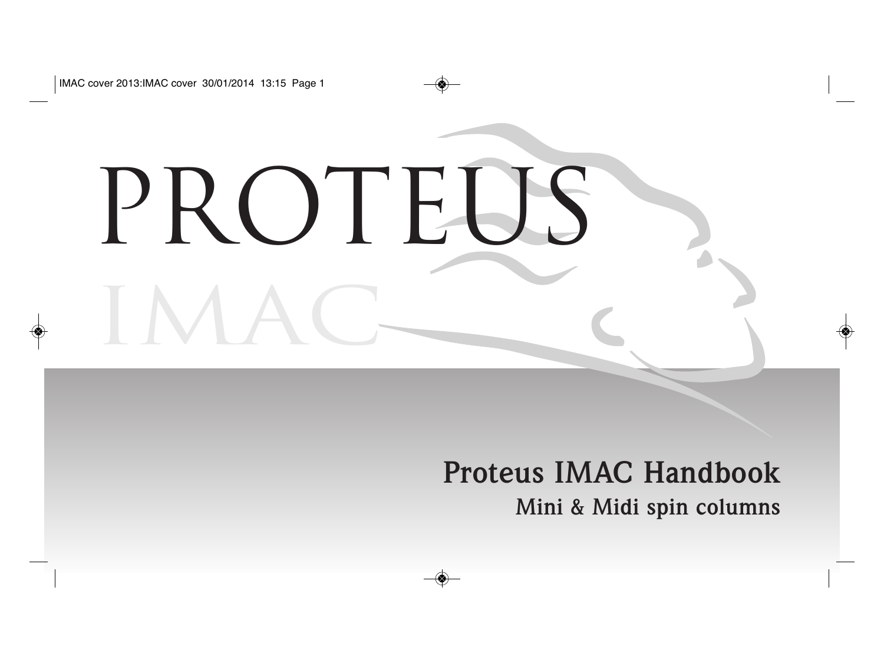# PROTEUS

IMAC

## Proteus IMAC Handbook

### Mini & Midi spin columns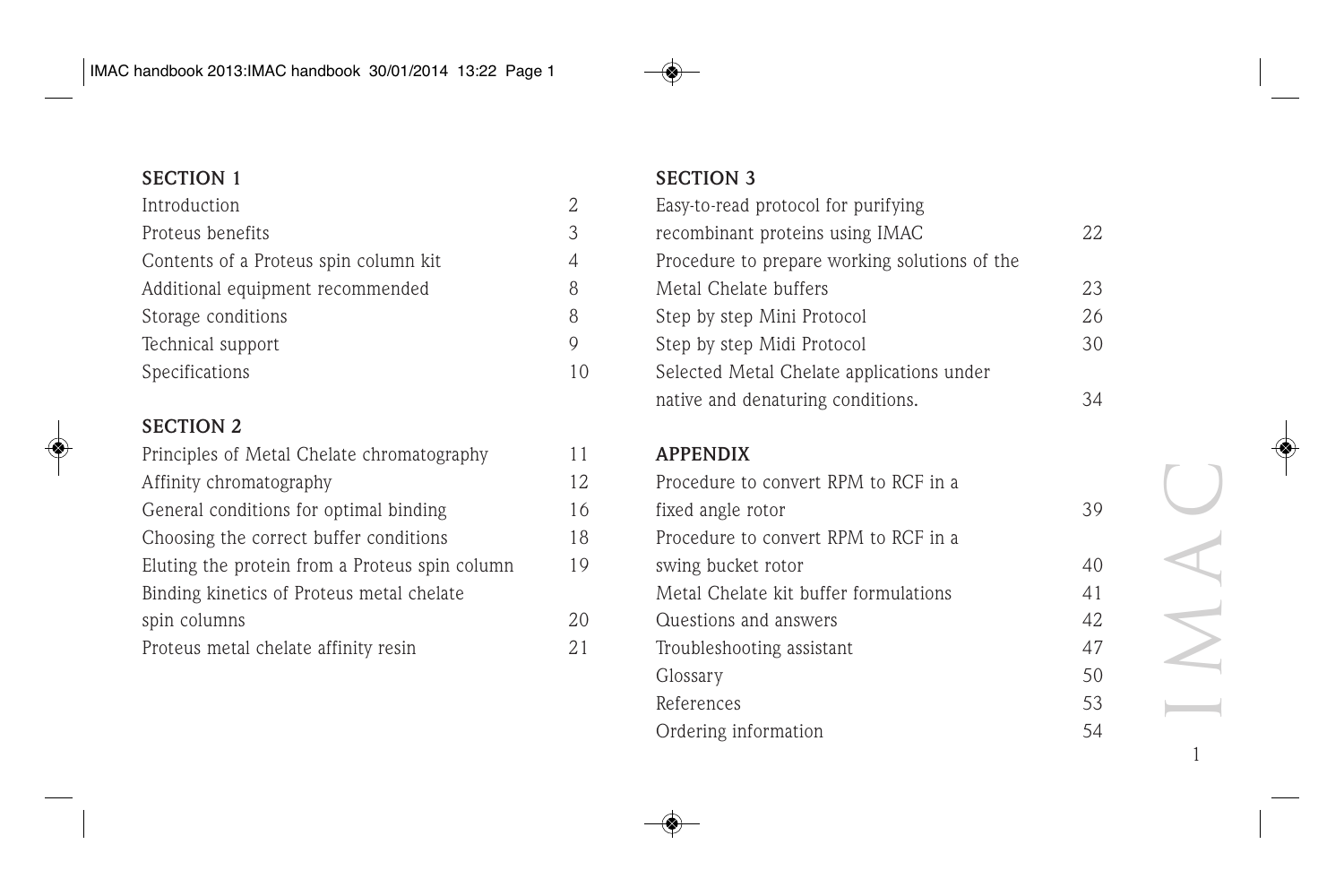## SECTION 1

| | |
|---|---|
| Introduction | 2 |
| Proteus benefits | 3 |
| Contents of a Proteus spin column kit | 4 |
| Additional equipment recommended | 8 |
| Storage conditions | 8 |
| Technical support | 9 |
| Specifications | 10 |

## SECTION 2

| | |
|---|---|
| Principles of Metal Chelate chromatography | 11 |
| Affinity chromatography | 12 |
| General conditions for optimal binding | 16 |
| Choosing the correct buffer conditions | 18 |
| Eluting the protein from a Proteus spin column | 19 |
| Binding kinetics of Proteus metal chelate spin columns | 20 |
| Proteus metal chelate affinity resin | 21 |

## SECTION 3

| | |
|---|---|
| Easy-to-read protocol for purifying recombinant proteins using IMAC | 22 |
| Procedure to prepare working solutions of the Metal Chelate buffers | 23 |
| Step by step Mini Protocol | 26 |
| Step by step Midi Protocol | 30 |
| Selected Metal Chelate applications under native and denaturing conditions. | 34 |

## APPENDIX

| | |
|---|---|
| Procedure to convert RPM to RCF in a fixed angle rotor | 39 |
| Procedure to convert RPM to RCF in a swing bucket rotor | 40 |
| Metal Chelate kit buffer formulations | 41 |
| Questions and answers | 42 |
| Troubleshooting assistant | 47 |
| Glossary | 50 |
| References | 53 |
| Ordering information | 54 |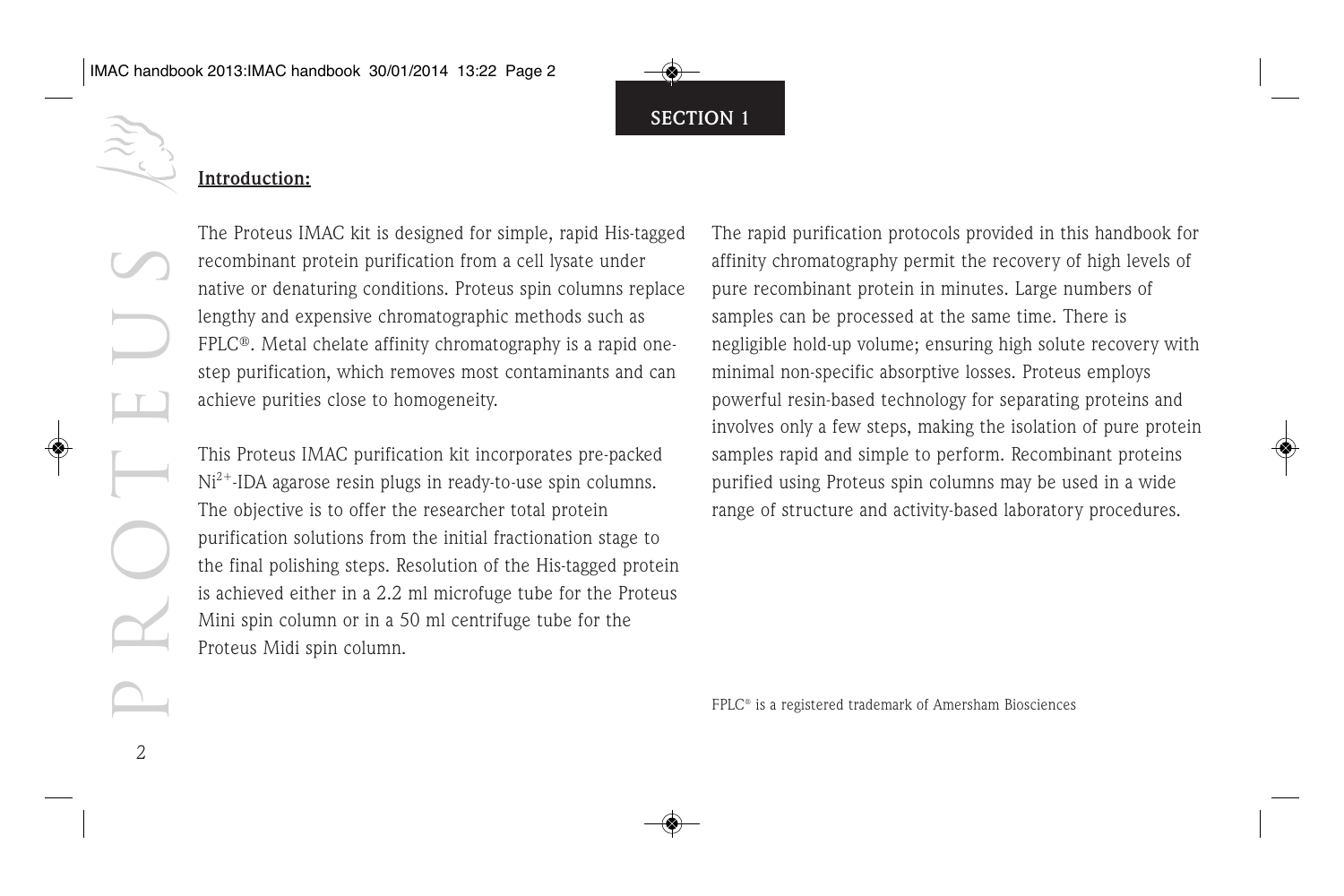## SECTION 1

### Introduction:

The Proteus IMAC kit is designed for simple, rapid His-tagged recombinant protein purification from a cell lysate under native or denaturing conditions. Proteus spin columns replace lengthy and expensive chromatographic methods such as FPLC®. Metal chelate affinity chromatography is a rapid one-step purification, which removes most contaminants and can achieve purities close to homogeneity.

This Proteus IMAC purification kit incorporates pre-packed $Ni^{2+}$-IDA agarose resin plugs in ready-to-use spin columns. The objective is to offer the researcher total protein purification solutions from the initial fractionation stage to the final polishing steps. Resolution of the His-tagged protein is achieved either in a 2.2 ml microfuge tube for the Proteus Mini spin column or in a 50 ml centrifuge tube for the Proteus Midi spin column.

The rapid purification protocols provided in this handbook for affinity chromatography permit the recovery of high levels of pure recombinant protein in minutes. Large numbers of samples can be processed at the same time. There is negligible hold-up volume; ensuring high solute recovery with minimal non-specific absorptive losses. Proteus employs powerful resin-based technology for separating proteins and involves only a few steps, making the isolation of pure protein samples rapid and simple to perform. Recombinant proteins purified using Proteus spin columns may be used in a wide range of structure and activity-based laboratory procedures.

FPLC® is a registered trademark of Amersham Biosciences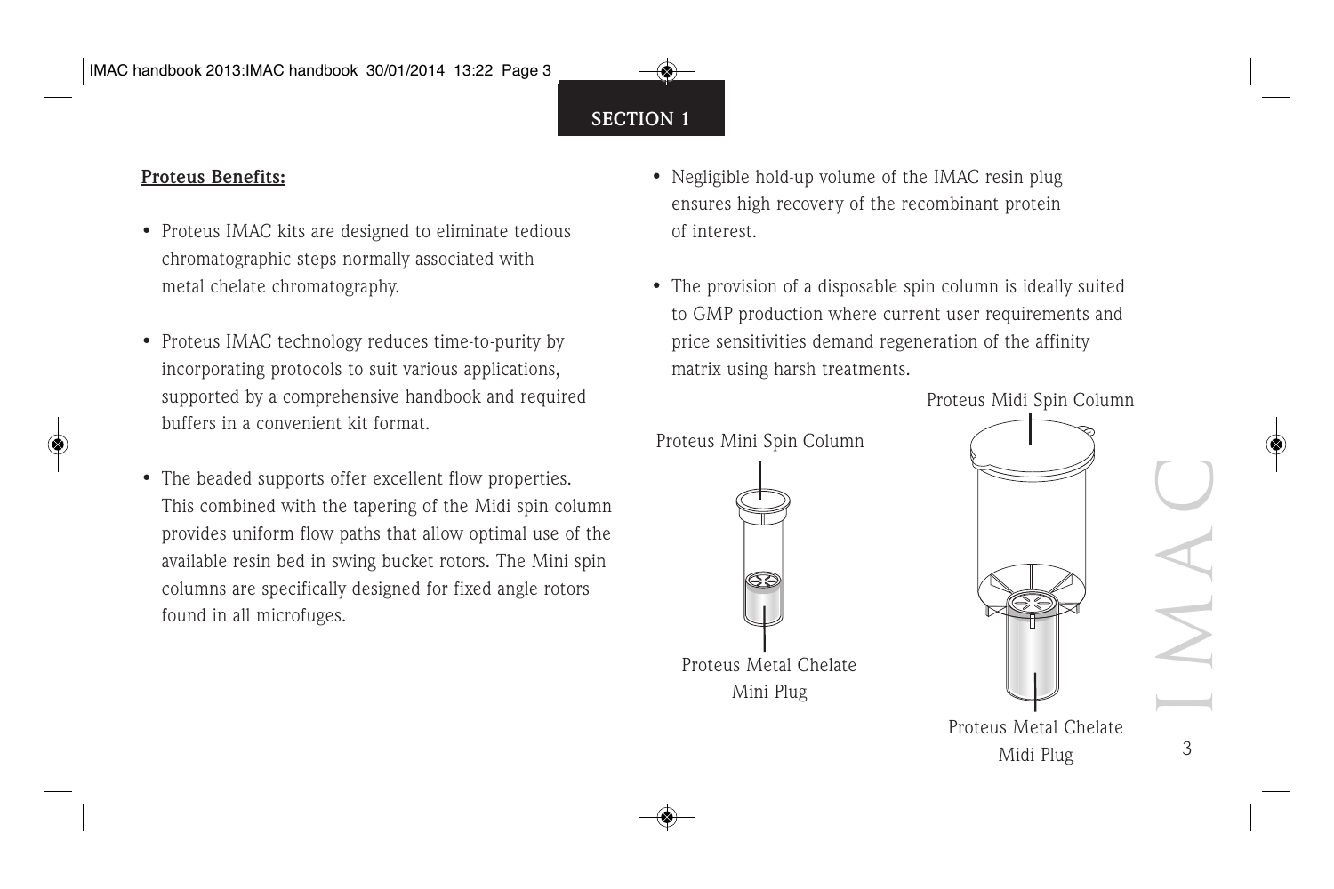## SECTION 1

**Proteus Benefits:**

- Proteus IMAC kits are designed to eliminate tedious chromatographic steps normally associated with metal chelate chromatography.
- Proteus IMAC technology reduces time-to-purity by incorporating protocols to suit various applications, supported by a comprehensive handbook and required buffers in a convenient kit format.
- The beaded supports offer excellent flow properties. This combined with the tapering of the Midi spin column provides uniform flow paths that allow optimal use of the available resin bed in swing bucket rotors. The Mini spin columns are specifically designed for fixed angle rotors found in all microfuges.
- Negligible hold-up volume of the IMAC resin plug ensures high recovery of the recombinant protein of interest.
- The provision of a disposable spin column is ideally suited to GMP production where current user requirements and price sensitivities demand regeneration of the affinity matrix using harsh treatments.

Proteus Mini Spin Column

Proteus Metal Chelate Mini Plug

Proteus Midi Spin Column

Proteus Metal Chelate Midi Plug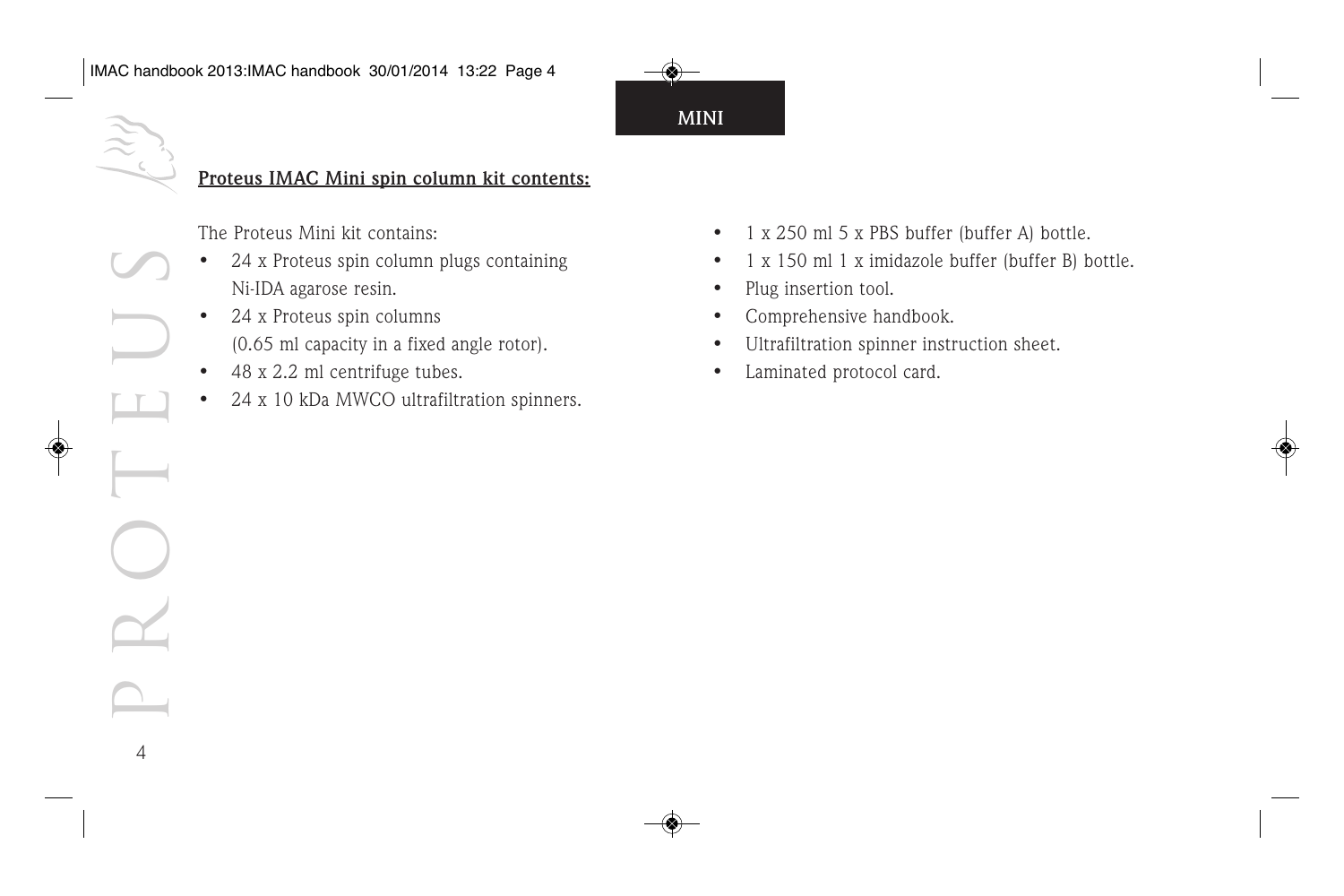MINI

**Proteus IMAC Mini spin column kit contents:**

The Proteus Mini kit contains:

- 24 x Proteus spin column plugs containing Ni-IDA agarose resin.
- 24 x Proteus spin columns (0.65 ml capacity in a fixed angle rotor).
- 48 x 2.2 ml centrifuge tubes.
- 24 x 10 kDa MWCO ultrafiltration spinners.
- 1 x 250 ml 5 x PBS buffer (buffer A) bottle.
- 1 x 150 ml 1 x imidazole buffer (buffer B) bottle.
- Plug insertion tool.
- Comprehensive handbook.
- Ultrafiltration spinner instruction sheet.
- Laminated protocol card.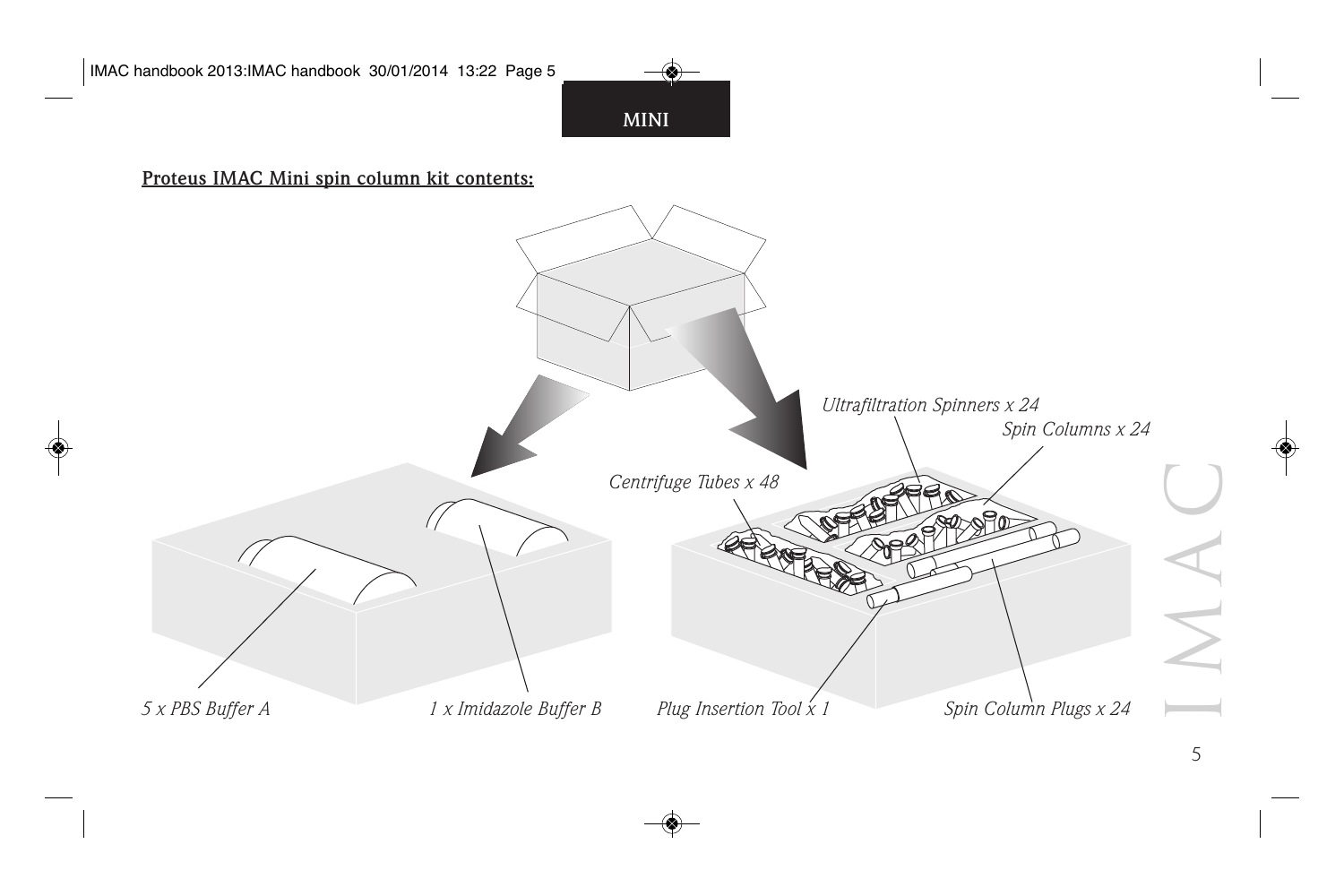MINI

**Proteus IMAC Mini spin column kit contents:**

*Ultrafiltration Spinners x 24*

*Spin Columns x 24*

*Centrifuge Tubes x 48*

*5 x PBS Buffer A*

*1 x Imidazole Buffer B*

*Plug Insertion Tool x 1*

*Spin Column Plugs x 24*

IMAC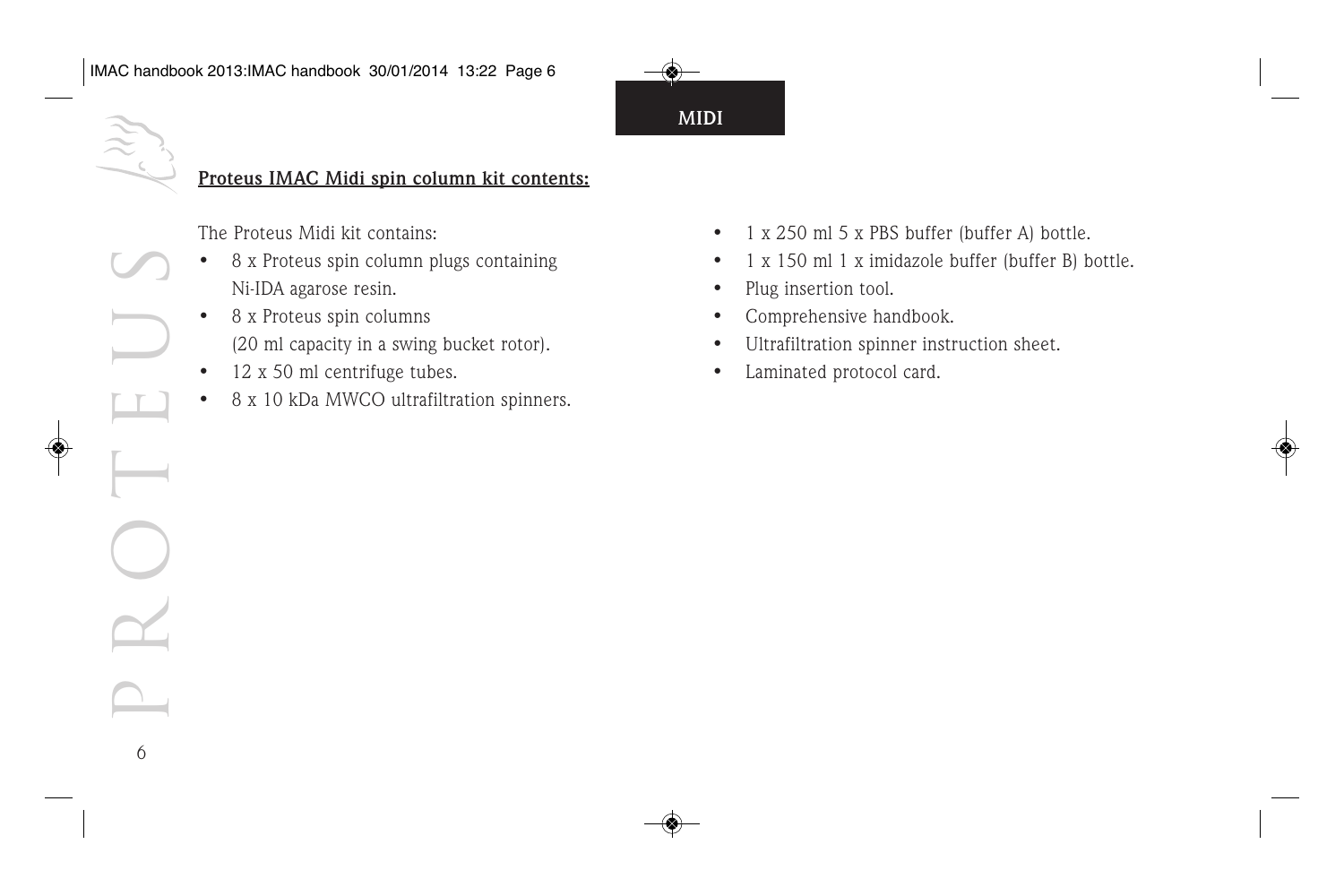## Proteus IMAC Midi spin column kit contents:

The Proteus Midi kit contains:

- 8 x Proteus spin column plugs containing Ni-IDA agarose resin.
- 8 x Proteus spin columns (20 ml capacity in a swing bucket rotor).
- 12 x 50 ml centrifuge tubes.
- 8 x 10 kDa MWCO ultrafiltration spinners.
- 1 x 250 ml 5 x PBS buffer (buffer A) bottle.
- 1 x 150 ml 1 x imidazole buffer (buffer B) bottle.
- Plug insertion tool.
- Comprehensive handbook.
- Ultrafiltration spinner instruction sheet.
- Laminated protocol card.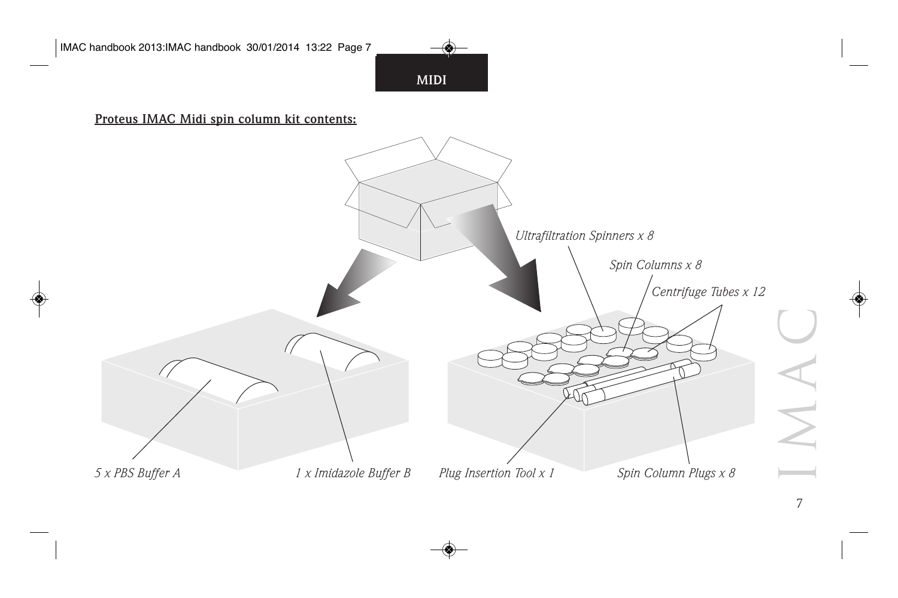MIDI

**Proteus IMAC Midi spin column kit contents:**

*Ultrafiltration Spinners x 8*

*Spin Columns x 8*

*Centrifuge Tubes x 12*

*5 x PBS Buffer A*

*1 x Imidazole Buffer B*

*Plug Insertion Tool x 1*

*Spin Column Plugs x 8*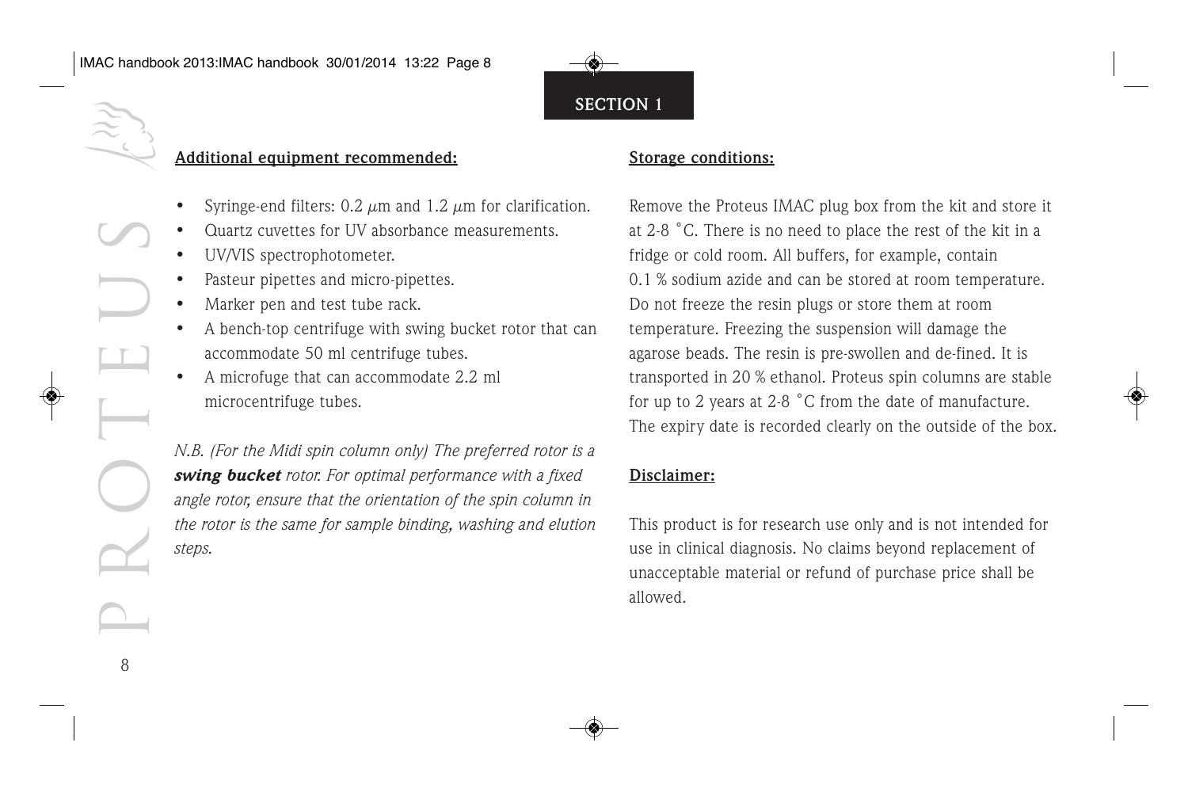## SECTION 1

**Additional equipment recommended:**

- Syringe-end filters: 0.2 $\mu$m and 1.2 $\mu$m for clarification.
- Quartz cuvettes for UV absorbance measurements.
- UV/VIS spectrophotometer.
- Pasteur pipettes and micro-pipettes.
- Marker pen and test tube rack.
- A bench-top centrifuge with swing bucket rotor that can accommodate 50 ml centrifuge tubes.
- A microfuge that can accommodate 2.2 ml microcentrifuge tubes.

*N.B. (For the Midi spin column only) The preferred rotor is a* ***swing bucket*** *rotor. For optimal performance with a fixed angle rotor, ensure that the orientation of the spin column in the rotor is the same for sample binding, washing and elution steps.*

**Storage conditions:**

Remove the Proteus IMAC plug box from the kit and store it at 2-8 ˚C. There is no need to place the rest of the kit in a fridge or cold room. All buffers, for example, contain 0.1 % sodium azide and can be stored at room temperature. Do not freeze the resin plugs or store them at room temperature. Freezing the suspension will damage the agarose beads. The resin is pre-swollen and de-fined. It is transported in 20 % ethanol. Proteus spin columns are stable for up to 2 years at 2-8 ˚C from the date of manufacture. The expiry date is recorded clearly on the outside of the box.

**Disclaimer:**

This product is for research use only and is not intended for use in clinical diagnosis. No claims beyond replacement of unacceptable material or refund of purchase price shall be allowed.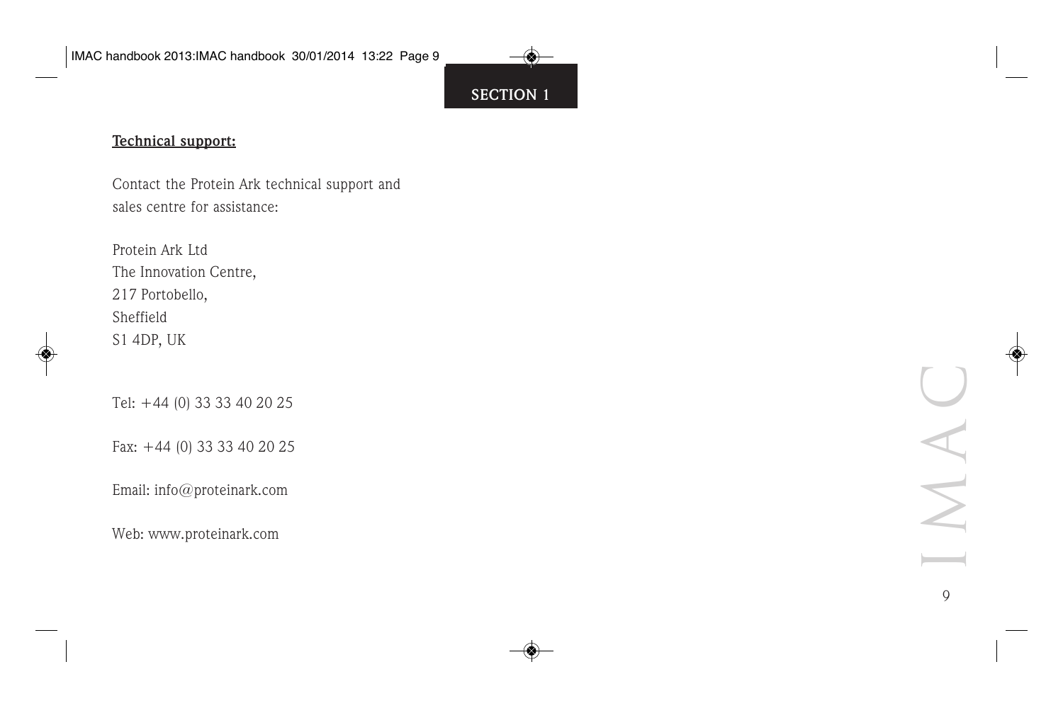**Technical support:**

Contact the Protein Ark technical support and sales centre for assistance:

Protein Ark Ltd
The Innovation Centre,
217 Portobello,
Sheffield
S1 4DP, UK

Tel: +44 (0) 33 33 40 20 25

Fax: +44 (0) 33 33 40 20 25

Email: info@proteinark.com

Web: www.proteinark.com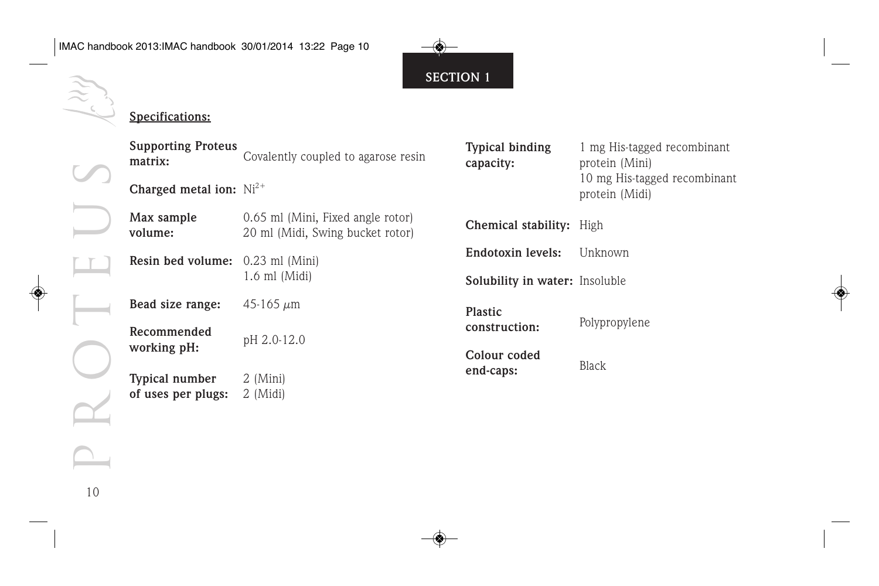## SECTION 1

**Specifications:**

| | |
|---|---|
| **Supporting Proteus matrix:** | Covalently coupled to agarose resin |
| **Charged metal ion:** | $Ni^{2+}$ |
| **Max sample volume:** | 0.65 ml (Mini, Fixed angle rotor)<br>20 ml (Midi, Swing bucket rotor) |
| **Resin bed volume:** | 0.23 ml (Mini)<br>1.6 ml (Midi) |
| **Bead size range:** | 45-165 $\mu$m |
| **Recommended working pH:** | pH 2.0-12.0 |
| **Typical number of uses per plugs:** | 2 (Mini)<br>2 (Midi) |
| **Typical binding capacity:** | 1 mg His-tagged recombinant protein (Mini)<br>10 mg His-tagged recombinant protein (Midi) |
| **Chemical stability:** | High |
| **Endotoxin levels:** | Unknown |
| **Solubility in water:** | Insoluble |
| **Plastic construction:** | Polypropylene |
| **Colour coded end-caps:** | Black |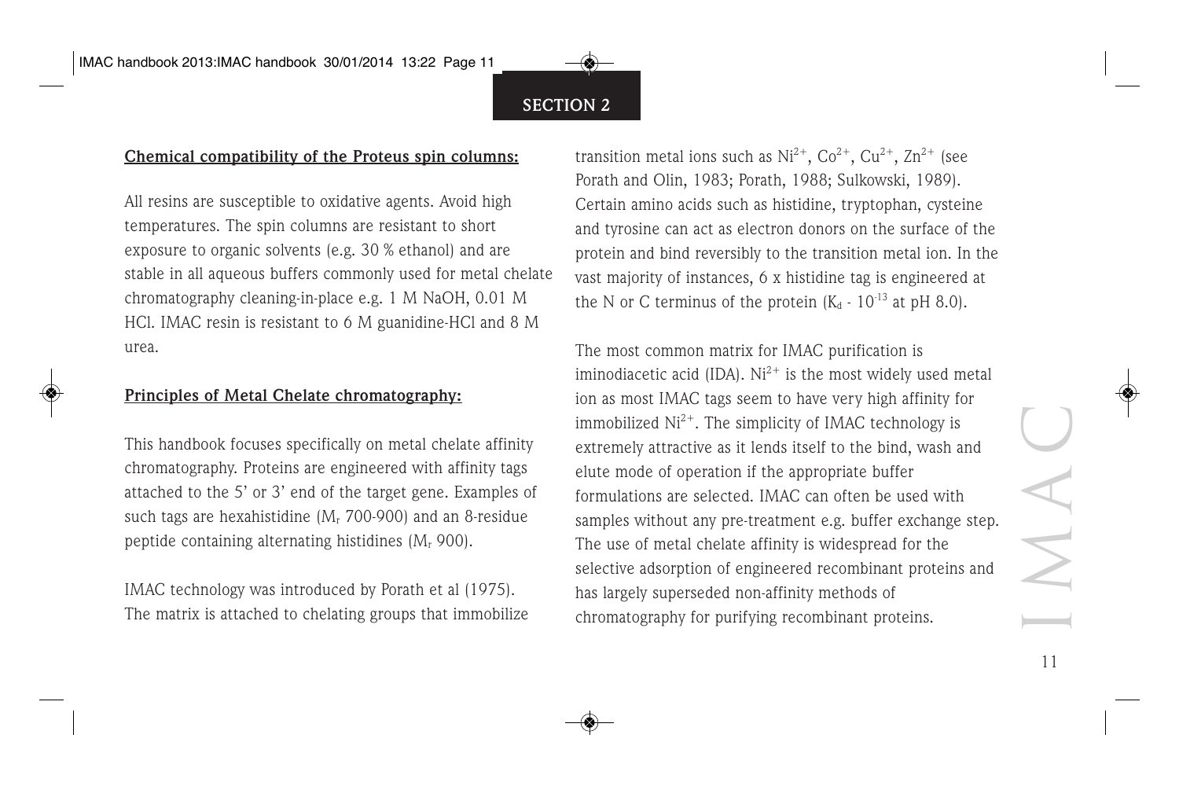## SECTION 2

**Chemical compatibility of the Proteus spin columns:**

All resins are susceptible to oxidative agents. Avoid high temperatures. The spin columns are resistant to short exposure to organic solvents (e.g. 30 % ethanol) and are stable in all aqueous buffers commonly used for metal chelate chromatography cleaning-in-place e.g. 1 M NaOH, 0.01 M HCl. IMAC resin is resistant to 6 M guanidine-HCl and 8 M urea.

**Principles of Metal Chelate chromatography:**

This handbook focuses specifically on metal chelate affinity chromatography. Proteins are engineered with affinity tags attached to the 5' or 3' end of the target gene. Examples of such tags are hexahistidine ($M_r$ 700-900) and an 8-residue peptide containing alternating histidines ($M_r$ 900).

IMAC technology was introduced by Porath et al (1975). The matrix is attached to chelating groups that immobilize transition metal ions such as $Ni^{2+}$, $Co^{2+}$, $Cu^{2+}$, $Zn^{2+}$ (see Porath and Olin, 1983; Porath, 1988; Sulkowski, 1989). Certain amino acids such as histidine, tryptophan, cysteine and tyrosine can act as electron donors on the surface of the protein and bind reversibly to the transition metal ion. In the vast majority of instances, 6 x histidine tag is engineered at the N or C terminus of the protein ($K_d$ - $10^{-13}$ at pH 8.0).

The most common matrix for IMAC purification is iminodiacetic acid (IDA). $Ni^{2+}$ is the most widely used metal ion as most IMAC tags seem to have very high affinity for immobilized $Ni^{2+}$. The simplicity of IMAC technology is extremely attractive as it lends itself to the bind, wash and elute mode of operation if the appropriate buffer formulations are selected. IMAC can often be used with samples without any pre-treatment e.g. buffer exchange step. The use of metal chelate affinity is widespread for the selective adsorption of engineered recombinant proteins and has largely superseded non-affinity methods of chromatography for purifying recombinant proteins.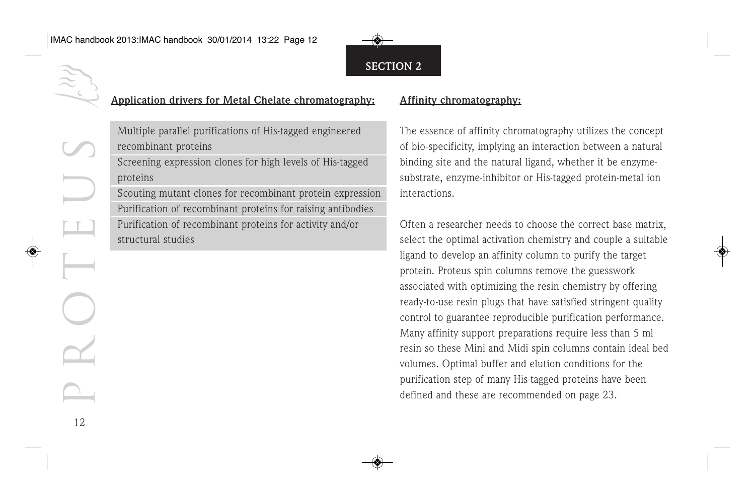## SECTION 2

**Application drivers for Metal Chelate chromatography:**

| |
|---|
| Multiple parallel purifications of His-tagged engineered recombinant proteins |
| Screening expression clones for high levels of His-tagged proteins |
| Scouting mutant clones for recombinant protein expression |
| Purification of recombinant proteins for raising antibodies |
| Purification of recombinant proteins for activity and/or structural studies |

**Affinity chromatography:**

The essence of affinity chromatography utilizes the concept of bio-specificity, implying an interaction between a natural binding site and the natural ligand, whether it be enzyme-substrate, enzyme-inhibitor or His-tagged protein-metal ion interactions.

Often a researcher needs to choose the correct base matrix, select the optimal activation chemistry and couple a suitable ligand to develop an affinity column to purify the target protein. Proteus spin columns remove the guesswork associated with optimizing the resin chemistry by offering ready-to-use resin plugs that have satisfied stringent quality control to guarantee reproducible purification performance. Many affinity support preparations require less than 5 ml resin so these Mini and Midi spin columns contain ideal bed volumes. Optimal buffer and elution conditions for the purification step of many His-tagged proteins have been defined and these are recommended on page 23.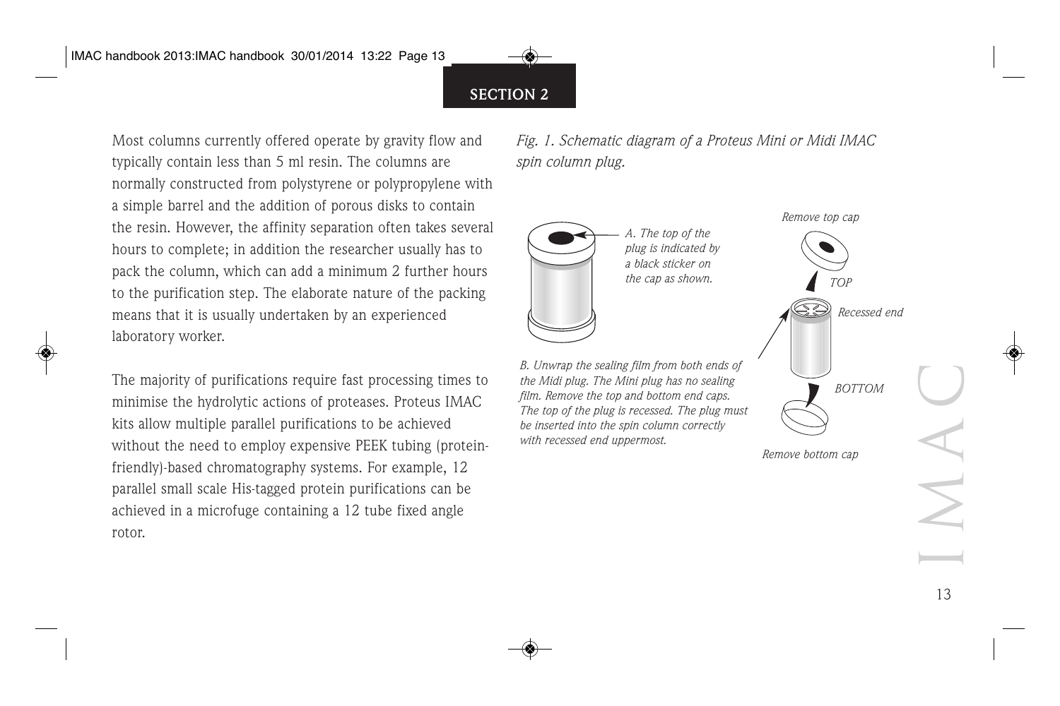Most columns currently offered operate by gravity flow and typically contain less than 5 ml resin. The columns are normally constructed from polystyrene or polypropylene with a simple barrel and the addition of porous disks to contain the resin. However, the affinity separation often takes several hours to complete; in addition the researcher usually has to pack the column, which can add a minimum 2 further hours to the purification step. The elaborate nature of the packing means that it is usually undertaken by an experienced laboratory worker.

The majority of purifications require fast processing times to minimise the hydrolytic actions of proteases. Proteus IMAC kits allow multiple parallel purifications to be achieved without the need to employ expensive PEEK tubing (protein-friendly)-based chromatography systems. For example, 12 parallel small scale His-tagged protein purifications can be achieved in a microfuge containing a 12 tube fixed angle rotor.

*Fig. 1. Schematic diagram of a Proteus Mini or Midi IMAC spin column plug.*

*A. The top of the plug is indicated by a black sticker on the cap as shown.*

*B. Unwrap the sealing film from both ends of the Midi plug. The Mini plug has no sealing film. Remove the top and bottom end caps. The top of the plug is recessed. The plug must be inserted into the spin column correctly with recessed end uppermost.*

*Remove top cap*

*TOP*

*Recessed end*

*BOTTOM*

*Remove bottom cap*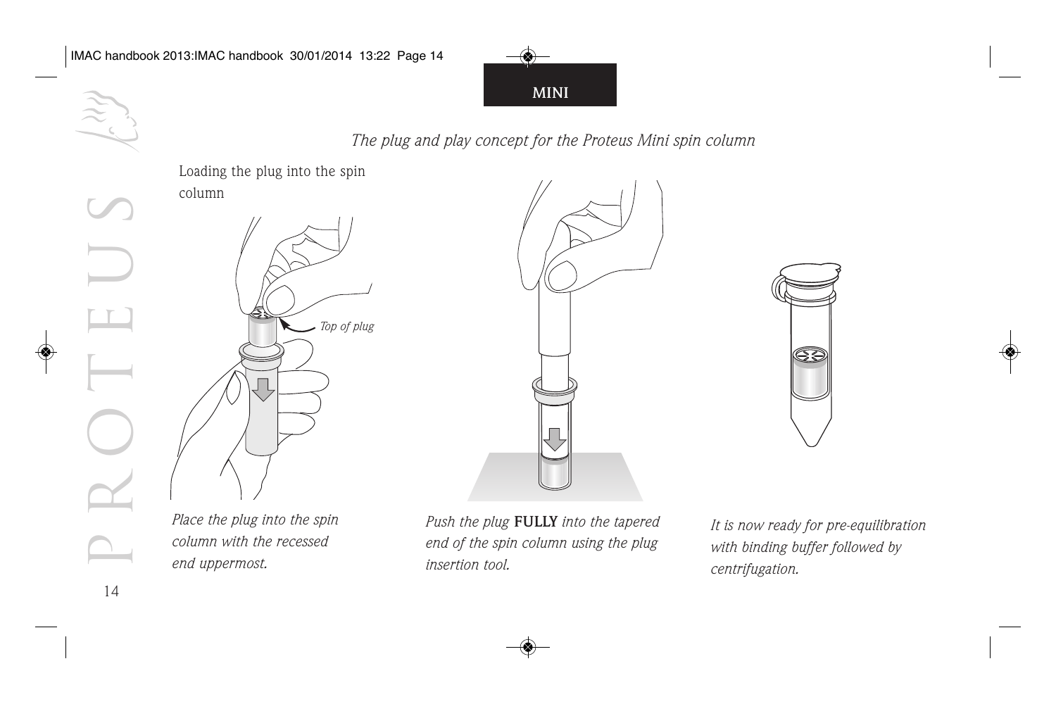**MINI**

*The plug and play concept for the Proteus Mini spin column*

Loading the plug into the spin column

*Top of plug*

*Place the plug into the spin column with the recessed end uppermost.*

*Push the plug* **FULLY** *into the tapered end of the spin column using the plug insertion tool.*

*It is now ready for pre-equilibration with binding buffer followed by centrifugation.*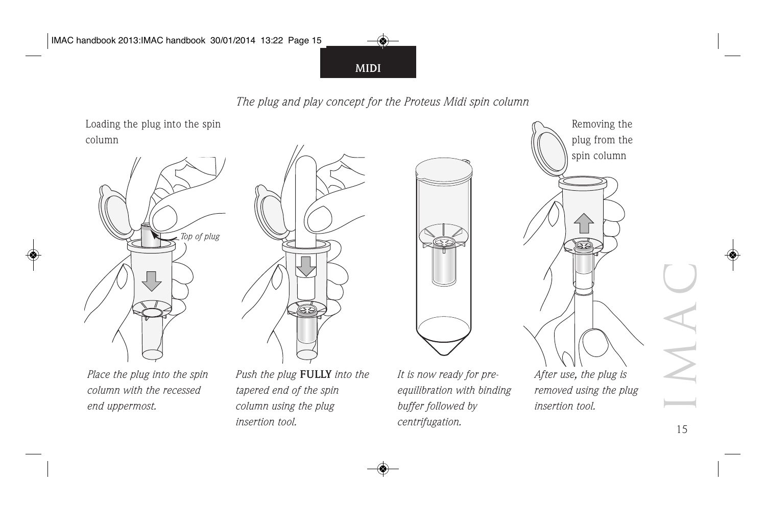MIDI

*The plug and play concept for the Proteus Midi spin column*

Loading the plug into the spin column

*Top of plug*

*Place the plug into the spin column with the recessed end uppermost.*

*Push the plug* **FULLY** *into the tapered end of the spin column using the plug insertion tool.*

*It is now ready for pre-equilibration with binding buffer followed by centrifugation.*

Removing the plug from the spin column

*After use, the plug is removed using the plug insertion tool.*

IMAC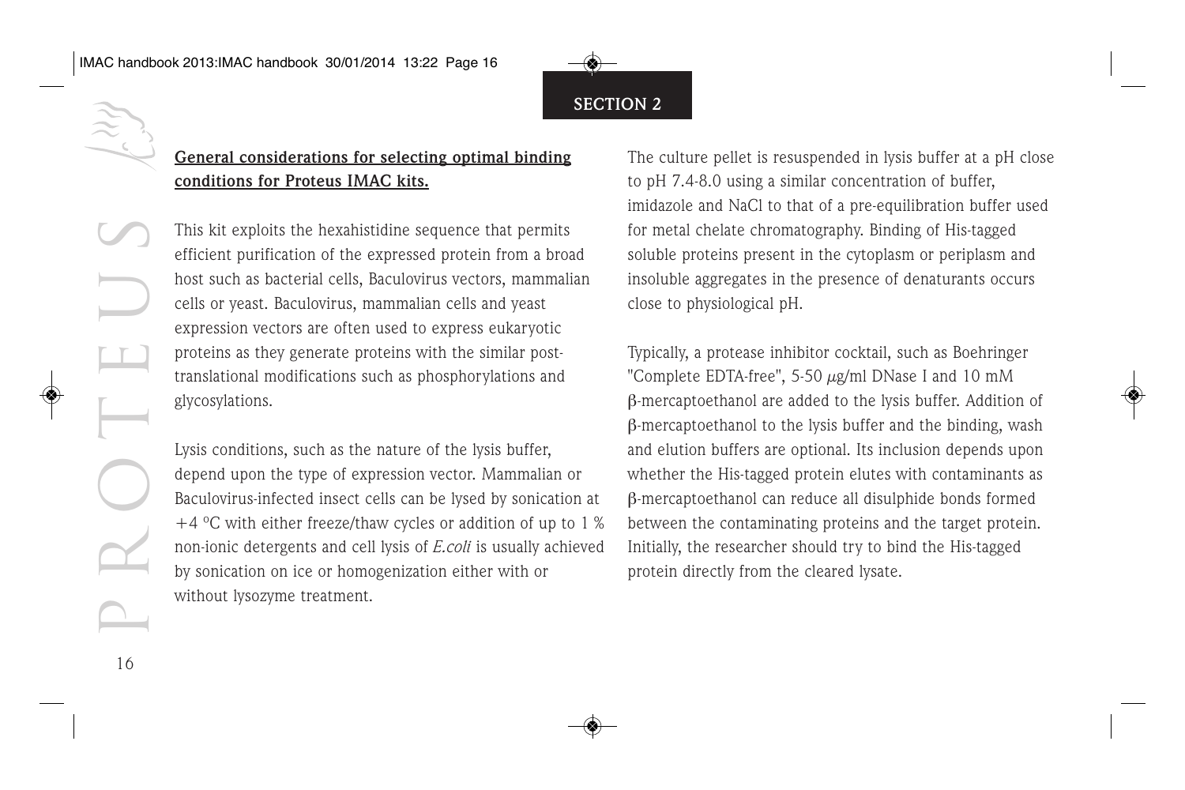**General considerations for selecting optimal binding conditions for Proteus IMAC kits.**

This kit exploits the hexahistidine sequence that permits efficient purification of the expressed protein from a broad host such as bacterial cells, Baculovirus vectors, mammalian cells or yeast. Baculovirus, mammalian cells and yeast expression vectors are often used to express eukaryotic proteins as they generate proteins with the similar post-translational modifications such as phosphorylations and glycosylations.

Lysis conditions, such as the nature of the lysis buffer, depend upon the type of expression vector. Mammalian or Baculovirus-infected insect cells can be lysed by sonication at +4 °C with either freeze/thaw cycles or addition of up to 1 % non-ionic detergents and cell lysis of *E.coli* is usually achieved by sonication on ice or homogenization either with or without lysozyme treatment.

The culture pellet is resuspended in lysis buffer at a pH close to pH 7.4-8.0 using a similar concentration of buffer, imidazole and NaCl to that of a pre-equilibration buffer used for metal chelate chromatography. Binding of His-tagged soluble proteins present in the cytoplasm or periplasm and insoluble aggregates in the presence of denaturants occurs close to physiological pH.

Typically, a protease inhibitor cocktail, such as Boehringer "Complete EDTA-free", 5-50 μg/ml DNase I and 10 mM β-mercaptoethanol are added to the lysis buffer. Addition of β-mercaptoethanol to the lysis buffer and the binding, wash and elution buffers are optional. Its inclusion depends upon whether the His-tagged protein elutes with contaminants as β-mercaptoethanol can reduce all disulphide bonds formed between the contaminating proteins and the target protein. Initially, the researcher should try to bind the His-tagged protein directly from the cleared lysate.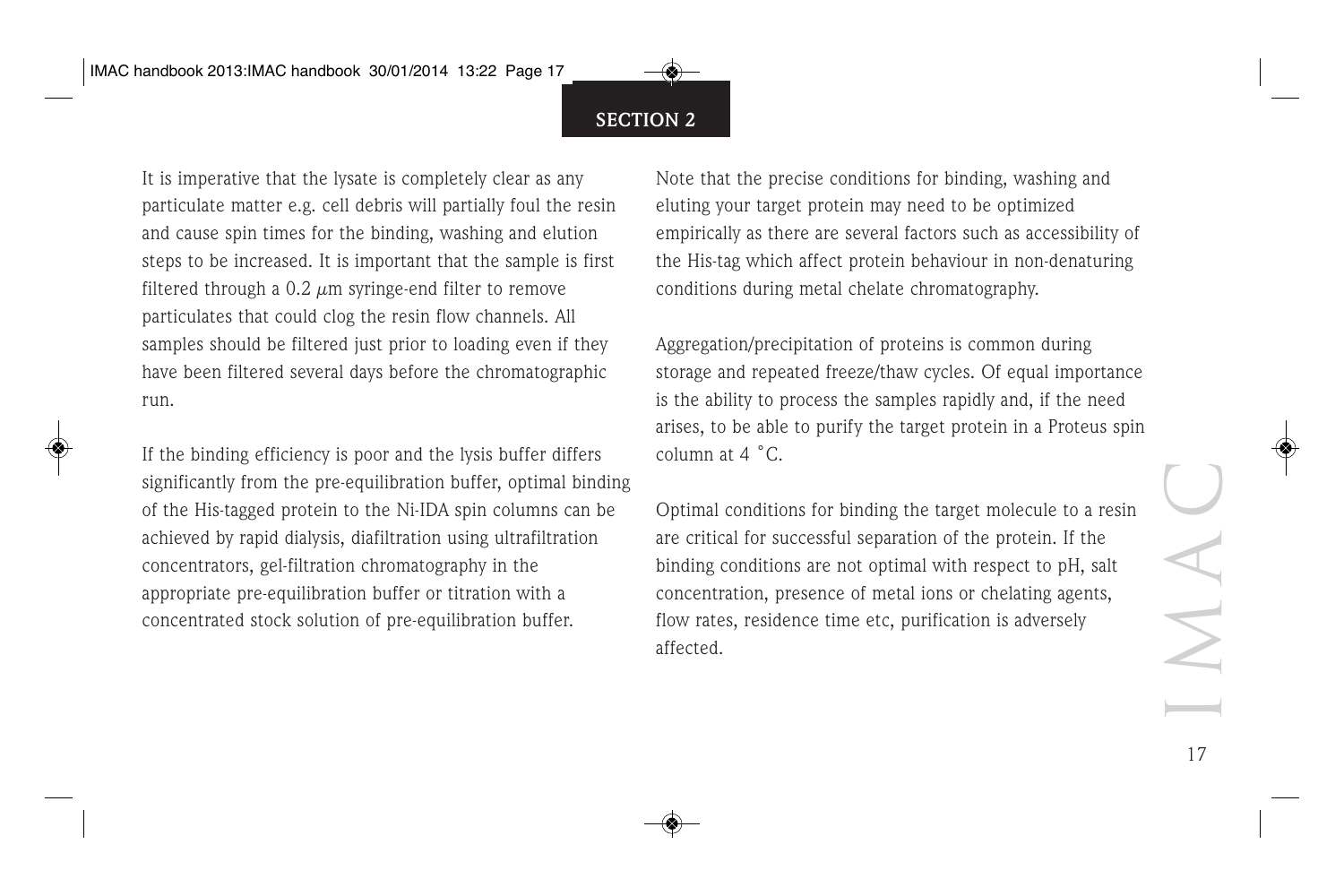It is imperative that the lysate is completely clear as any particulate matter e.g. cell debris will partially foul the resin and cause spin times for the binding, washing and elution steps to be increased. It is important that the sample is first filtered through a 0.2 $\mu$m syringe-end filter to remove particulates that could clog the resin flow channels. All samples should be filtered just prior to loading even if they have been filtered several days before the chromatographic run.

If the binding efficiency is poor and the lysis buffer differs significantly from the pre-equilibration buffer, optimal binding of the His-tagged protein to the Ni-IDA spin columns can be achieved by rapid dialysis, diafiltration using ultrafiltration concentrators, gel-filtration chromatography in the appropriate pre-equilibration buffer or titration with a concentrated stock solution of pre-equilibration buffer.

Note that the precise conditions for binding, washing and eluting your target protein may need to be optimized empirically as there are several factors such as accessibility of the His-tag which affect protein behaviour in non-denaturing conditions during metal chelate chromatography.

Aggregation/precipitation of proteins is common during storage and repeated freeze/thaw cycles. Of equal importance is the ability to process the samples rapidly and, if the need arises, to be able to purify the target protein in a Proteus spin column at 4 °C.

Optimal conditions for binding the target molecule to a resin are critical for successful separation of the protein. If the binding conditions are not optimal with respect to pH, salt concentration, presence of metal ions or chelating agents, flow rates, residence time etc, purification is adversely affected.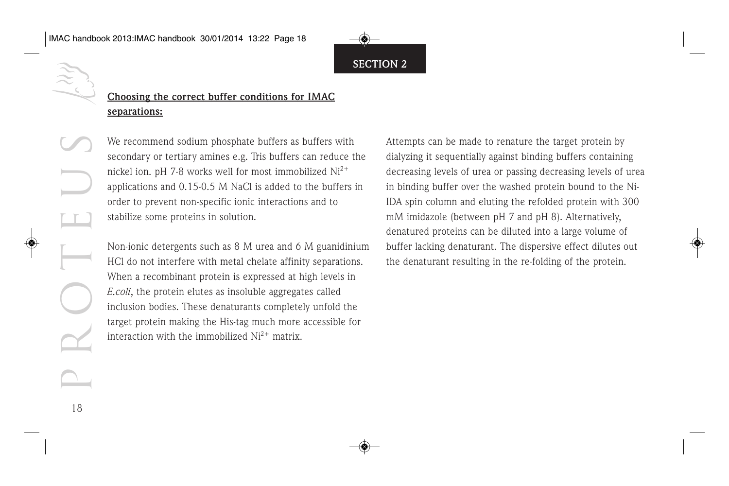## SECTION 2

**Choosing the correct buffer conditions for IMAC separations:**

We recommend sodium phosphate buffers as buffers with secondary or tertiary amines e.g. Tris buffers can reduce the nickel ion. pH 7-8 works well for most immobilized $Ni^{2+}$ applications and 0.15-0.5 M NaCl is added to the buffers in order to prevent non-specific ionic interactions and to stabilize some proteins in solution.

Non-ionic detergents such as 8 M urea and 6 M guanidinium HCl do not interfere with metal chelate affinity separations. When a recombinant protein is expressed at high levels in *E.coli*, the protein elutes as insoluble aggregates called inclusion bodies. These denaturants completely unfold the target protein making the His-tag much more accessible for interaction with the immobilized $Ni^{2+}$ matrix.

Attempts can be made to renature the target protein by dialyzing it sequentially against binding buffers containing decreasing levels of urea or passing decreasing levels of urea in binding buffer over the washed protein bound to the Ni-IDA spin column and eluting the refolded protein with 300 mM imidazole (between pH 7 and pH 8). Alternatively, denatured proteins can be diluted into a large volume of buffer lacking denaturant. The dispersive effect dilutes out the denaturant resulting in the re-folding of the protein.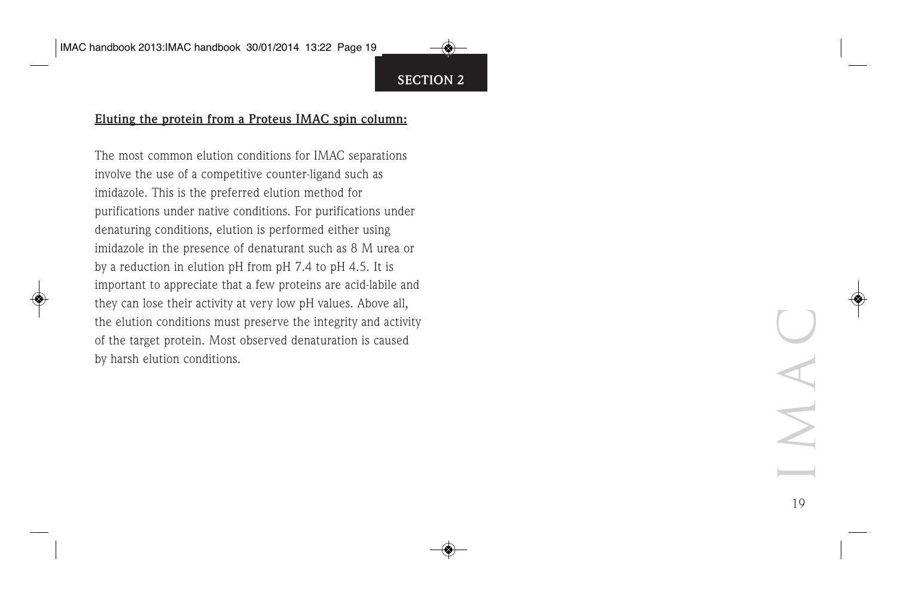## Eluting the protein from a Proteus IMAC spin column:

The most common elution conditions for IMAC separations involve the use of a competitive counter-ligand such as imidazole. This is the preferred elution method for purifications under native conditions. For purifications under denaturing conditions, elution is performed either using imidazole in the presence of denaturant such as 8 M urea or by a reduction in elution pH from pH 7.4 to pH 4.5. It is important to appreciate that a few proteins are acid-labile and they can lose their activity at very low pH values. Above all, the elution conditions must preserve the integrity and activity of the target protein. Most observed denaturation is caused by harsh elution conditions.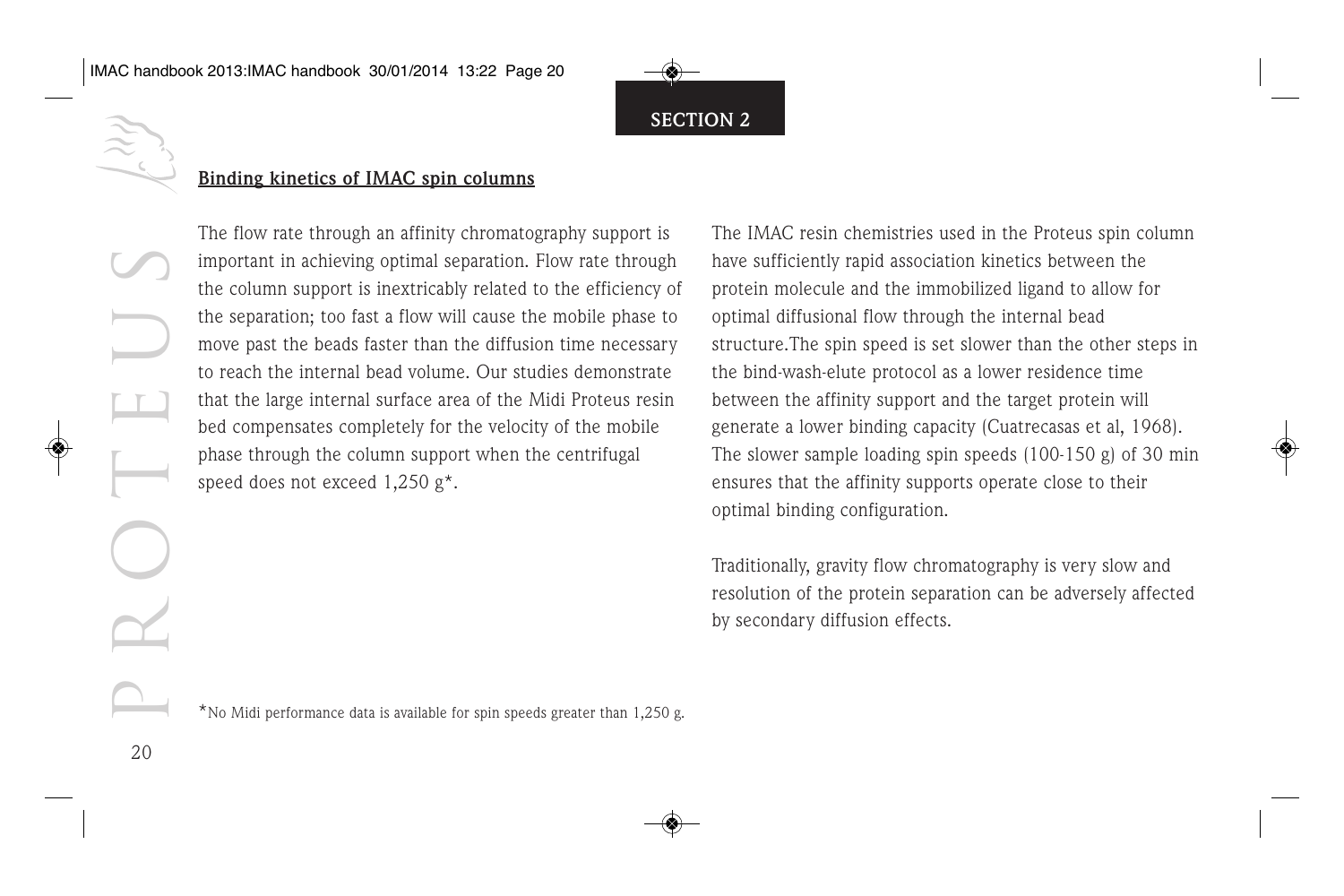## SECTION 2

**Binding kinetics of IMAC spin columns**

The flow rate through an affinity chromatography support is important in achieving optimal separation. Flow rate through the column support is inextricably related to the efficiency of the separation; too fast a flow will cause the mobile phase to move past the beads faster than the diffusion time necessary to reach the internal bead volume. Our studies demonstrate that the large internal surface area of the Midi Proteus resin bed compensates completely for the velocity of the mobile phase through the column support when the centrifugal speed does not exceed 1,250 g*.

The IMAC resin chemistries used in the Proteus spin column have sufficiently rapid association kinetics between the protein molecule and the immobilized ligand to allow for optimal diffusional flow through the internal bead structure.The spin speed is set slower than the other steps in the bind-wash-elute protocol as a lower residence time between the affinity support and the target protein will generate a lower binding capacity (Cuatrecasas et al, 1968). The slower sample loading spin speeds (100-150 g) of 30 min ensures that the affinity supports operate close to their optimal binding configuration.

Traditionally, gravity flow chromatography is very slow and resolution of the protein separation can be adversely affected by secondary diffusion effects.

*No Midi performance data is available for spin speeds greater than 1,250 g.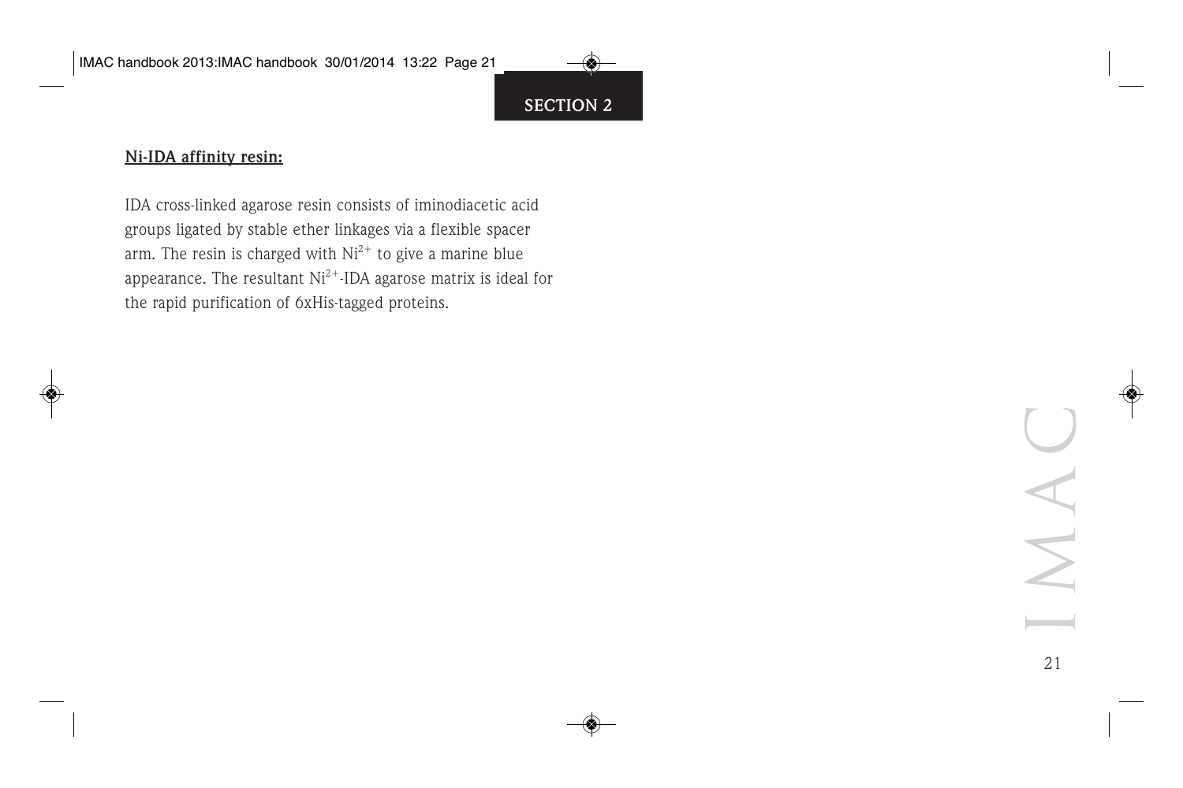**Ni-IDA affinity resin:**

IDA cross-linked agarose resin consists of iminodiacetic acid groups ligated by stable ether linkages via a flexible spacer arm. The resin is charged with $Ni^{2+}$ to give a marine blue appearance. The resultant $Ni^{2+}$-IDA agarose matrix is ideal for the rapid purification of 6xHis-tagged proteins.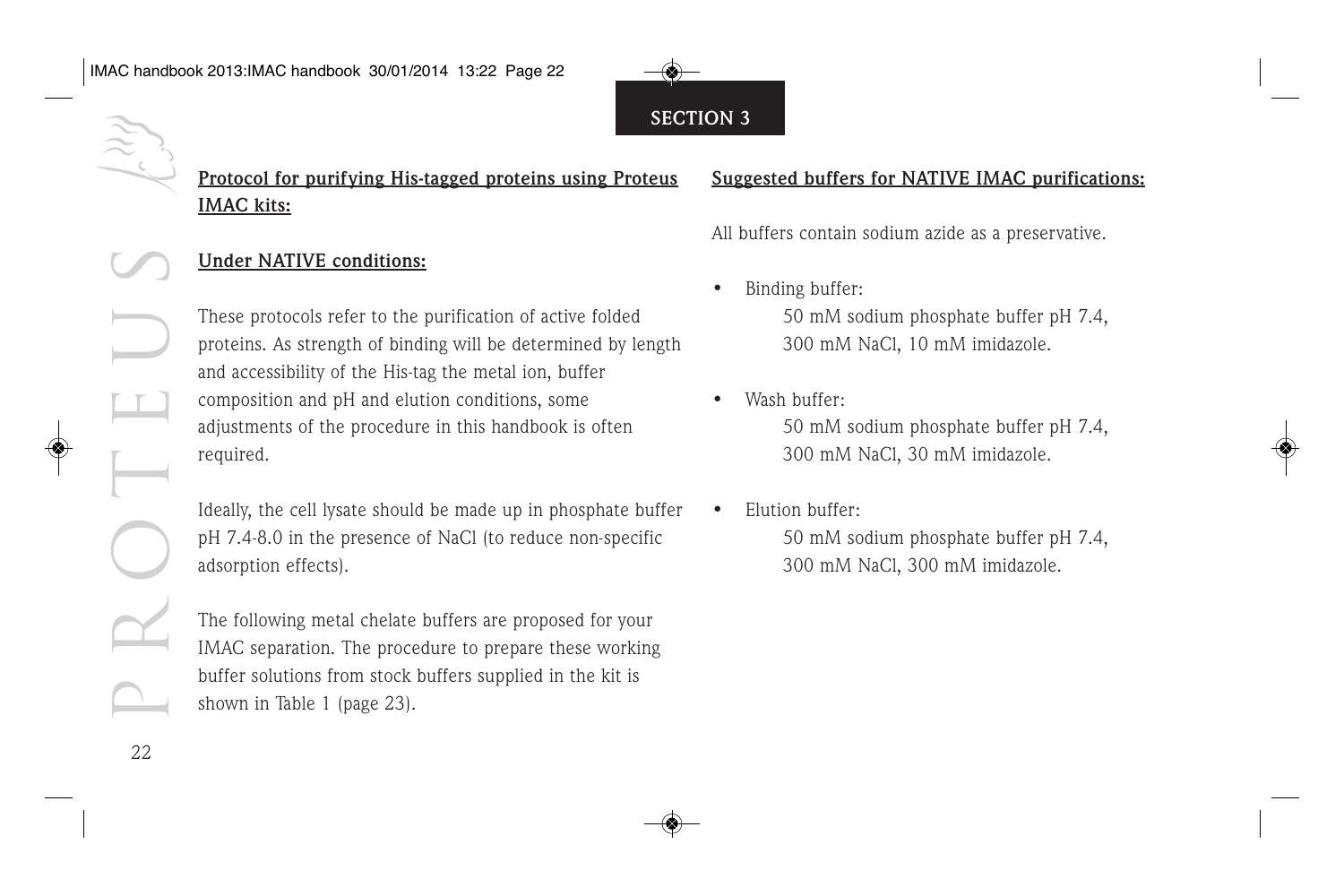## SECTION 3

### Protocol for purifying His-tagged proteins using Proteus IMAC kits:

#### Under NATIVE conditions:

These protocols refer to the purification of active folded proteins. As strength of binding will be determined by length and accessibility of the His-tag the metal ion, buffer composition and pH and elution conditions, some adjustments of the procedure in this handbook is often required.

Ideally, the cell lysate should be made up in phosphate buffer pH 7.4-8.0 in the presence of NaCl (to reduce non-specific adsorption effects).

The following metal chelate buffers are proposed for your IMAC separation. The procedure to prepare these working buffer solutions from stock buffers supplied in the kit is shown in Table 1 (page 23).

#### Suggested buffers for NATIVE IMAC purifications:

All buffers contain sodium azide as a preservative.

- Binding buffer:
  50 mM sodium phosphate buffer pH 7.4, 300 mM NaCl, 10 mM imidazole.
- Wash buffer:
  50 mM sodium phosphate buffer pH 7.4, 300 mM NaCl, 30 mM imidazole.
- Elution buffer:
  50 mM sodium phosphate buffer pH 7.4, 300 mM NaCl, 300 mM imidazole.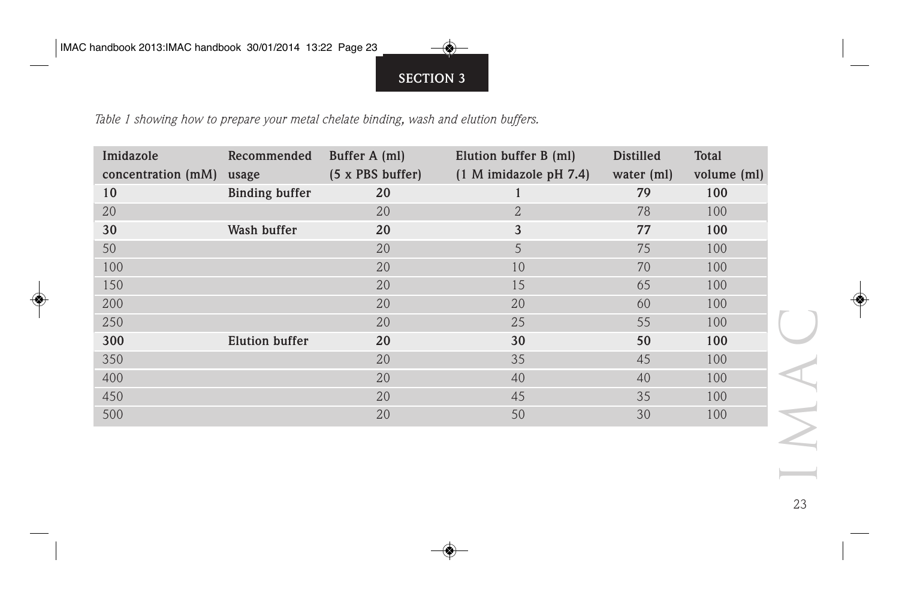## SECTION 3

*Table 1 showing how to prepare your metal chelate binding, wash and elution buffers.*

| Imidazole concentration (mM) | Recommended usage | Buffer A (ml) (5 x PBS buffer) | Elution buffer B (ml) (1 M imidazole pH 7.4) | Distilled water (ml) | Total volume (ml) |
|---|---|---|---|---|---|
| **10** | **Binding buffer** | **20** | **1** | **79** | **100** |
| 20 | | 20 | 2 | 78 | 100 |
| **30** | **Wash buffer** | **20** | **3** | **77** | **100** |
| 50 | | 20 | 5 | 75 | 100 |
| 100 | | 20 | 10 | 70 | 100 |
| 150 | | 20 | 15 | 65 | 100 |
| 200 | | 20 | 20 | 60 | 100 |
| 250 | | 20 | 25 | 55 | 100 |
| **300** | **Elution buffer** | **20** | **30** | **50** | **100** |
| 350 | | 20 | 35 | 45 | 100 |
| 400 | | 20 | 40 | 40 | 100 |
| 450 | | 20 | 45 | 35 | 100 |
| 500 | | 20 | 50 | 30 | 100 |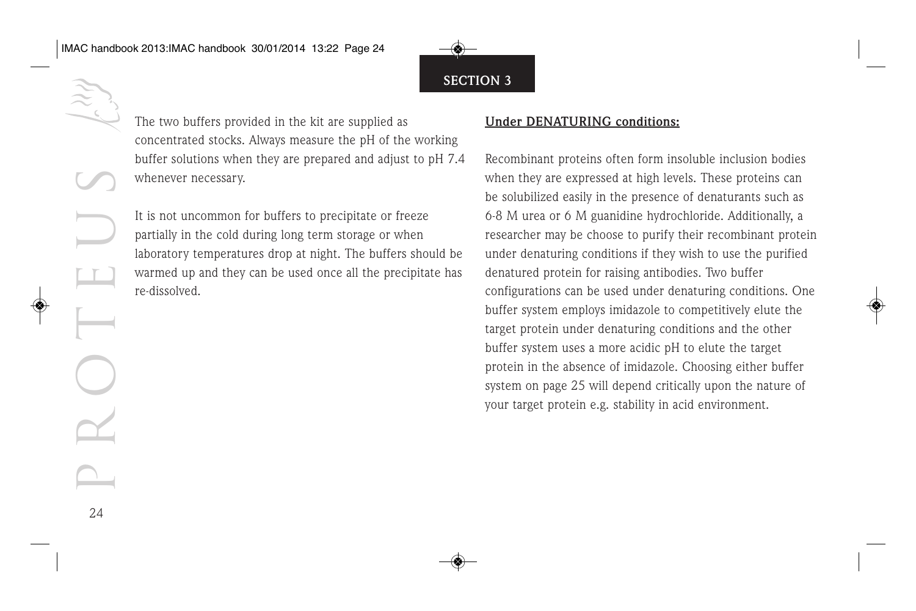## SECTION 3

The two buffers provided in the kit are supplied as concentrated stocks. Always measure the pH of the working buffer solutions when they are prepared and adjust to pH 7.4 whenever necessary.

It is not uncommon for buffers to precipitate or freeze partially in the cold during long term storage or when laboratory temperatures drop at night. The buffers should be warmed up and they can be used once all the precipitate has re-dissolved.

**Under DENATURING conditions:**

Recombinant proteins often form insoluble inclusion bodies when they are expressed at high levels. These proteins can be solubilized easily in the presence of denaturants such as 6-8 M urea or 6 M guanidine hydrochloride. Additionally, a researcher may be choose to purify their recombinant protein under denaturing conditions if they wish to use the purified denatured protein for raising antibodies. Two buffer configurations can be used under denaturing conditions. One buffer system employs imidazole to competitively elute the target protein under denaturing conditions and the other buffer system uses a more acidic pH to elute the target protein in the absence of imidazole. Choosing either buffer system on page 25 will depend critically upon the nature of your target protein e.g. stability in acid environment.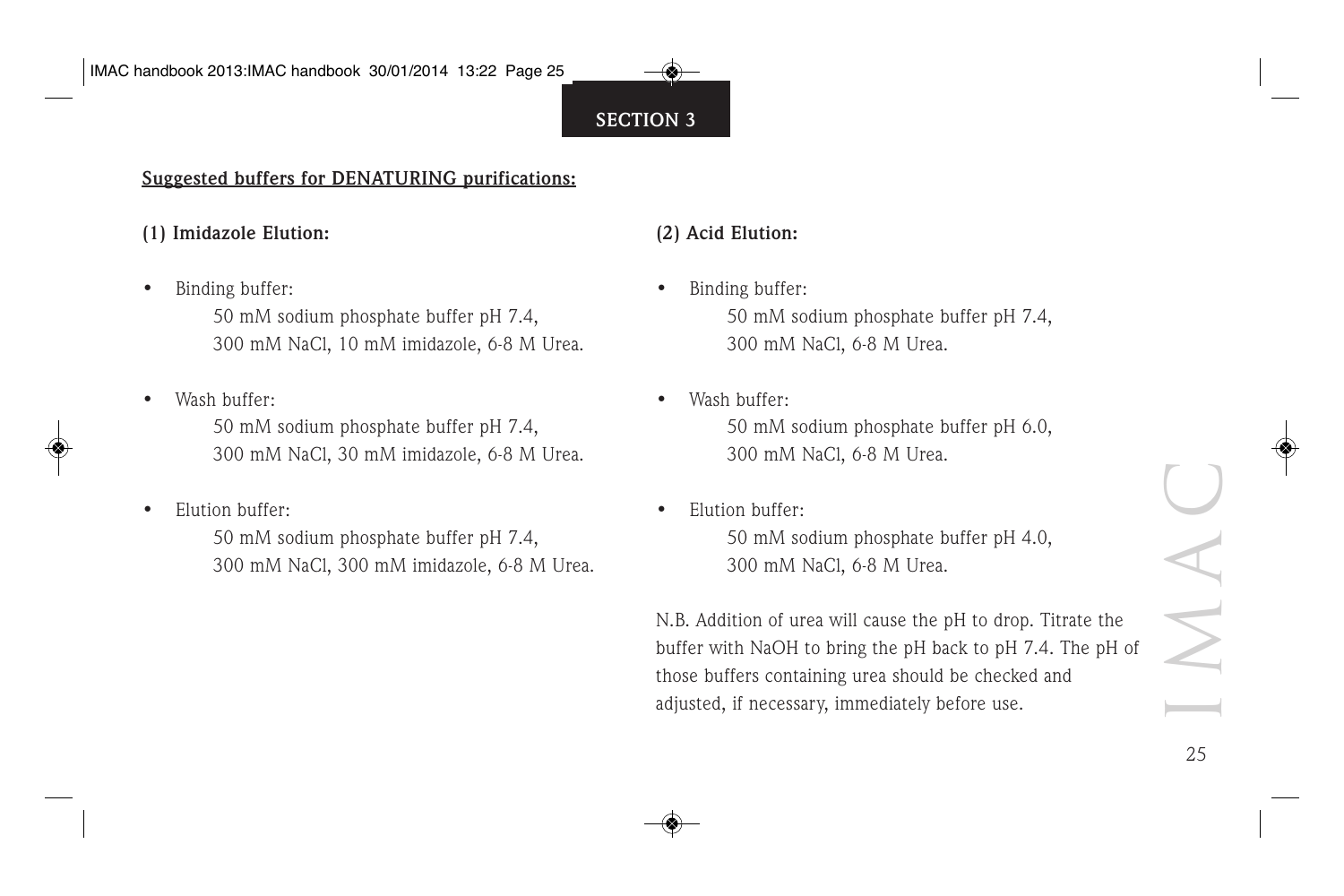**SECTION 3**

**Suggested buffers for DENATURING purifications:**

**(1) Imidazole Elution:**

- Binding buffer:
  50 mM sodium phosphate buffer pH 7.4,
  300 mM NaCl, 10 mM imidazole, 6-8 M Urea.

- Wash buffer:
  50 mM sodium phosphate buffer pH 7.4,
  300 mM NaCl, 30 mM imidazole, 6-8 M Urea.

- Elution buffer:
  50 mM sodium phosphate buffer pH 7.4,
  300 mM NaCl, 300 mM imidazole, 6-8 M Urea.

**(2) Acid Elution:**

- Binding buffer:
  50 mM sodium phosphate buffer pH 7.4,
  300 mM NaCl, 6-8 M Urea.

- Wash buffer:
  50 mM sodium phosphate buffer pH 6.0,
  300 mM NaCl, 6-8 M Urea.

- Elution buffer:
  50 mM sodium phosphate buffer pH 4.0,
  300 mM NaCl, 6-8 M Urea.

N.B. Addition of urea will cause the pH to drop. Titrate the buffer with NaOH to bring the pH back to pH 7.4. The pH of those buffers containing urea should be checked and adjusted, if necessary, immediately before use.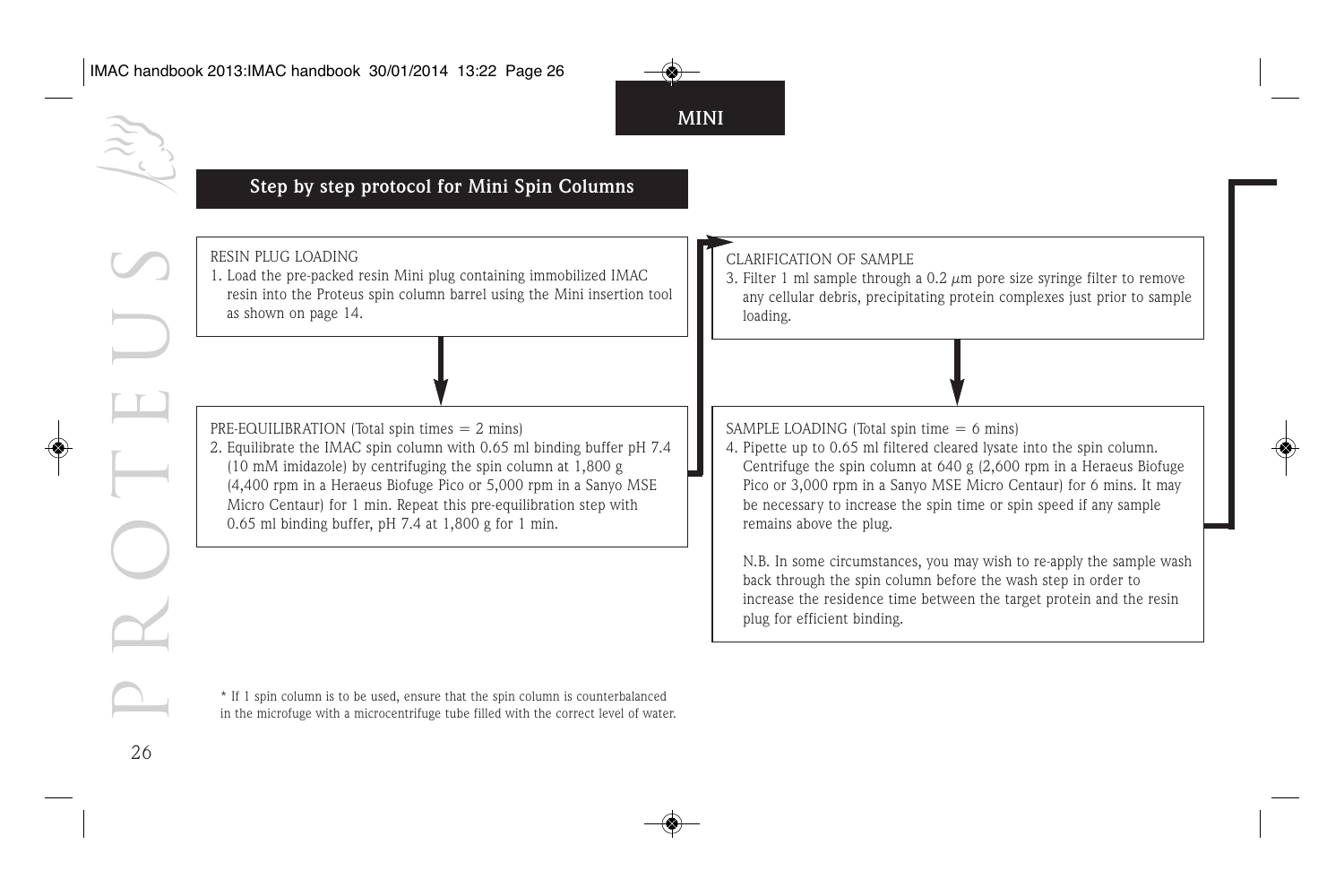MINI

## Step by step protocol for Mini Spin Columns

RESIN PLUG LOADING

1. Load the pre-packed resin Mini plug containing immobilized IMAC resin into the Proteus spin column barrel using the Mini insertion tool as shown on page 14.

PRE-EQUILIBRATION (Total spin times = 2 mins)

2. Equilibrate the IMAC spin column with 0.65 ml binding buffer pH 7.4 (10 mM imidazole) by centrifuging the spin column at 1,800 g (4,400 rpm in a Heraeus Biofuge Pico or 5,000 rpm in a Sanyo MSE Micro Centaur) for 1 min. Repeat this pre-equilibration step with 0.65 ml binding buffer, pH 7.4 at 1,800 g for 1 min.

CLARIFICATION OF SAMPLE

3. Filter 1 ml sample through a 0.2 μm pore size syringe filter to remove any cellular debris, precipitating protein complexes just prior to sample loading.

SAMPLE LOADING (Total spin time = 6 mins)

4. Pipette up to 0.65 ml filtered cleared lysate into the spin column. Centrifuge the spin column at 640 g (2,600 rpm in a Heraeus Biofuge Pico or 3,000 rpm in a Sanyo MSE Micro Centaur) for 6 mins. It may be necessary to increase the spin time or spin speed if any sample remains above the plug.

   N.B. In some circumstances, you may wish to re-apply the sample wash back through the spin column before the wash step in order to increase the residence time between the target protein and the resin plug for efficient binding.

* If 1 spin column is to be used, ensure that the spin column is counterbalanced in the microfuge with a microcentrifuge tube filled with the correct level of water.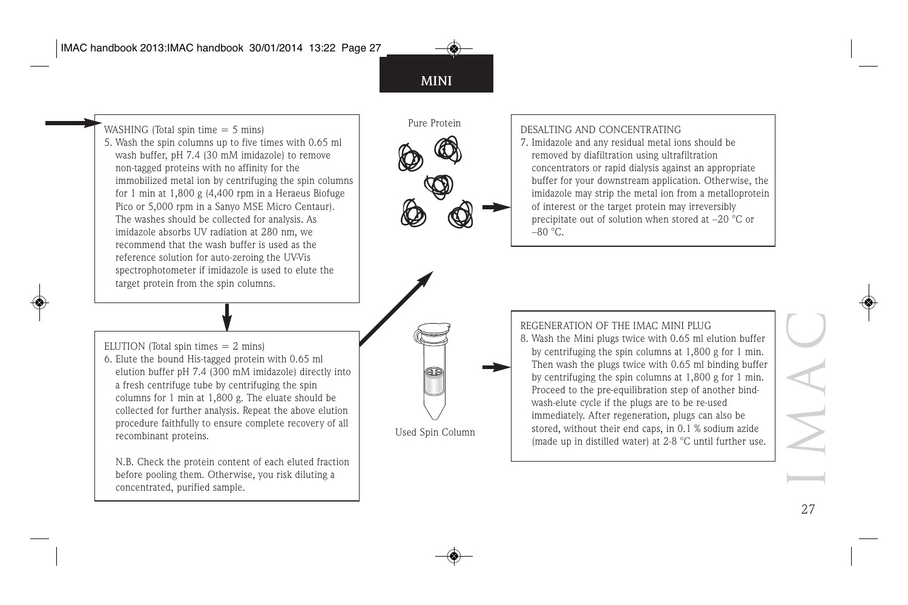MINI

WASHING (Total spin time = 5 mins)

5. Wash the spin columns up to five times with 0.65 ml wash buffer, pH 7.4 (30 mM imidazole) to remove non-tagged proteins with no affinity for the immobilized metal ion by centrifuging the spin columns for 1 min at 1,800 g (4,400 rpm in a Heraeus Biofuge Pico or 5,000 rpm in a Sanyo MSE Micro Centaur). The washes should be collected for analysis. As imidazole absorbs UV radiation at 280 nm, we recommend that the wash buffer is used as the reference solution for auto-zeroing the UV-Vis spectrophotometer if imidazole is used to elute the target protein from the spin columns.

ELUTION (Total spin times = 2 mins)

6. Elute the bound His-tagged protein with 0.65 ml elution buffer pH 7.4 (300 mM imidazole) directly into a fresh centrifuge tube by centrifuging the spin columns for 1 min at 1,800 g. The eluate should be collected for further analysis. Repeat the above elution procedure faithfully to ensure complete recovery of all recombinant proteins.

N.B. Check the protein content of each eluted fraction before pooling them. Otherwise, you risk diluting a concentrated, purified sample.

Pure Protein

DESALTING AND CONCENTRATING

7. Imidazole and any residual metal ions should be removed by diafiltration using ultrafiltration concentrators or rapid dialysis against an appropriate buffer for your downstream application. Otherwise, the imidazole may strip the metal ion from a metalloprotein of interest or the target protein may irreversibly precipitate out of solution when stored at –20 °C or –80 °C.

Used Spin Column

REGENERATION OF THE IMAC MINI PLUG

8. Wash the Mini plugs twice with 0.65 ml elution buffer by centrifuging the spin columns at 1,800 g for 1 min. Then wash the plugs twice with 0.65 ml binding buffer by centrifuging the spin columns at 1,800 g for 1 min. Proceed to the pre-equilibration step of another bind-wash-elute cycle if the plugs are to be re-used immediately. After regeneration, plugs can also be stored, without their end caps, in 0.1 % sodium azide (made up in distilled water) at 2-8 °C until further use.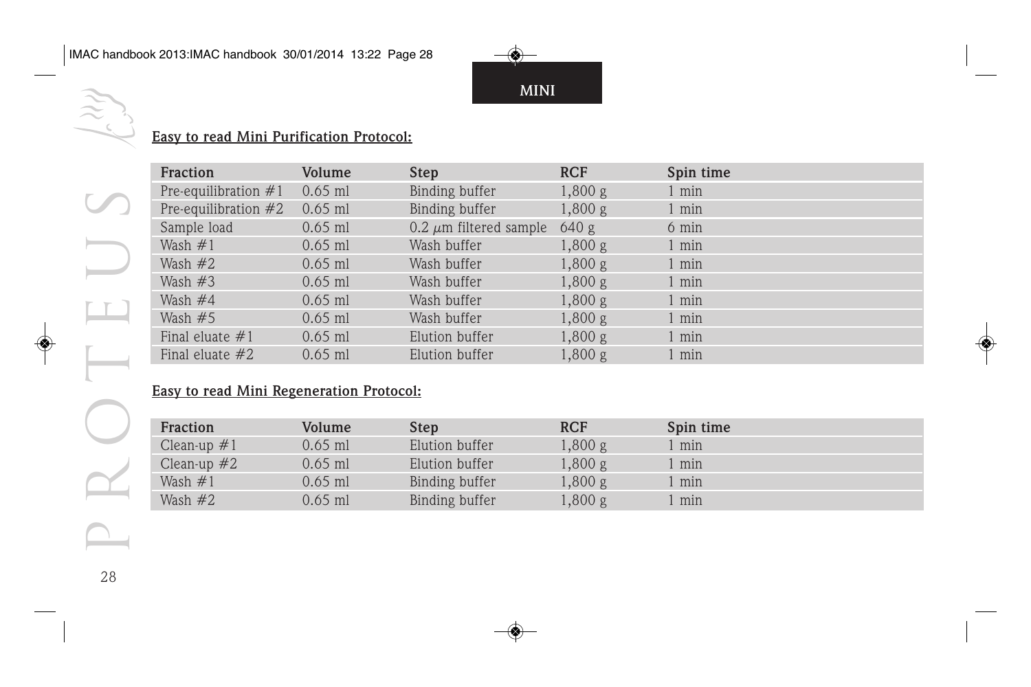MINI

**Easy to read Mini Purification Protocol:**

| Fraction | Volume | Step | RCF | Spin time |
|---|---|---|---|---|
| Pre-equilibration #1 | 0.65 ml | Binding buffer | 1,800 g | 1 min |
| Pre-equilibration #2 | 0.65 ml | Binding buffer | 1,800 g | 1 min |
| Sample load | 0.65 ml | 0.2 $\mu$m filtered sample | 640 g | 6 min |
| Wash #1 | 0.65 ml | Wash buffer | 1,800 g | 1 min |
| Wash #2 | 0.65 ml | Wash buffer | 1,800 g | 1 min |
| Wash #3 | 0.65 ml | Wash buffer | 1,800 g | 1 min |
| Wash #4 | 0.65 ml | Wash buffer | 1,800 g | 1 min |
| Wash #5 | 0.65 ml | Wash buffer | 1,800 g | 1 min |
| Final eluate #1 | 0.65 ml | Elution buffer | 1,800 g | 1 min |
| Final eluate #2 | 0.65 ml | Elution buffer | 1,800 g | 1 min |

**Easy to read Mini Regeneration Protocol:**

| Fraction | Volume | Step | RCF | Spin time |
|---|---|---|---|---|
| Clean-up #1 | 0.65 ml | Elution buffer | 1,800 g | 1 min |
| Clean-up #2 | 0.65 ml | Elution buffer | 1,800 g | 1 min |
| Wash #1 | 0.65 ml | Binding buffer | 1,800 g | 1 min |
| Wash #2 | 0.65 ml | Binding buffer | 1,800 g | 1 min |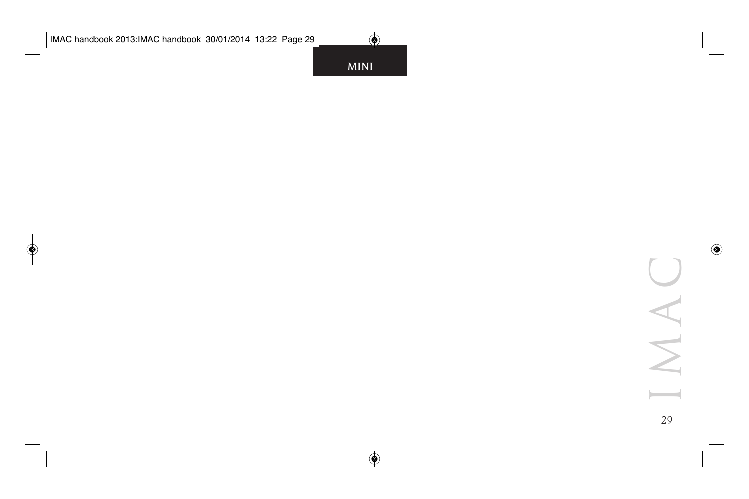# MINI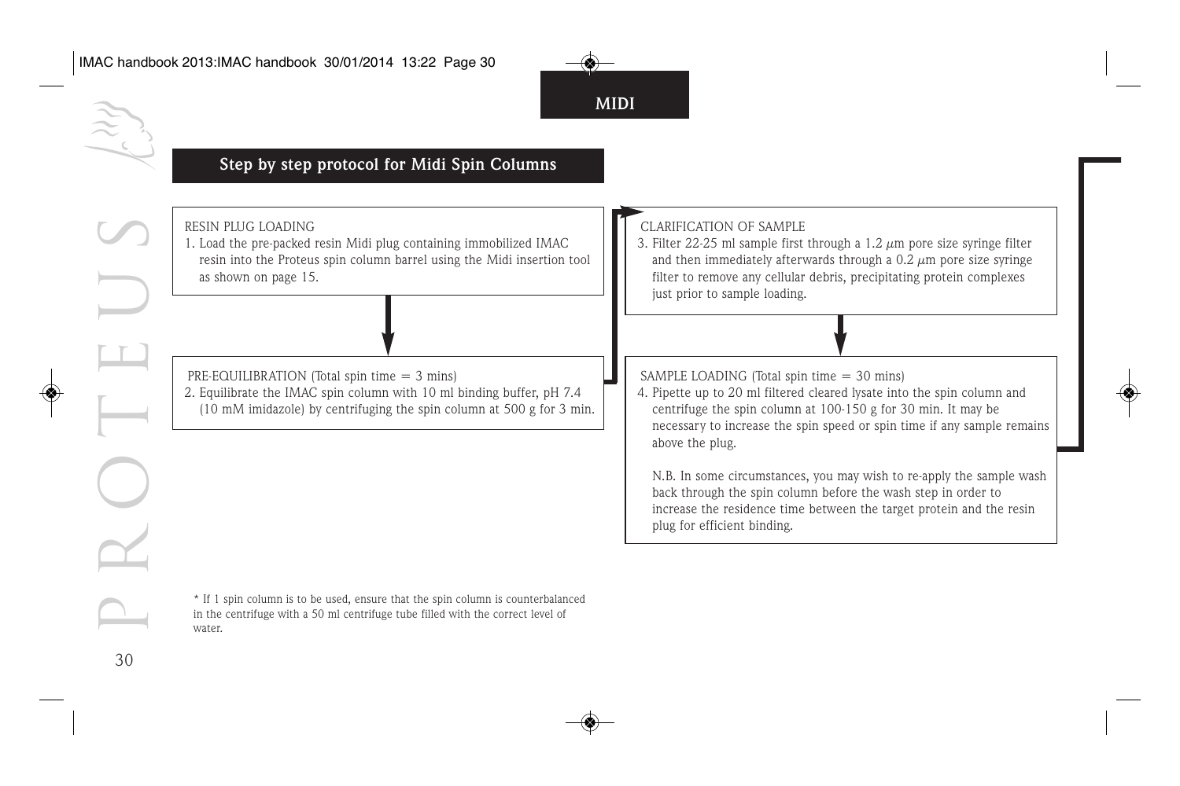## MIDI

## Step by step protocol for Midi Spin Columns

RESIN PLUG LOADING

1. Load the pre-packed resin Midi plug containing immobilized IMAC resin into the Proteus spin column barrel using the Midi insertion tool as shown on page 15.

PRE-EQUILIBRATION (Total spin time = 3 mins)

2. Equilibrate the IMAC spin column with 10 ml binding buffer, pH 7.4 (10 mM imidazole) by centrifuging the spin column at 500 g for 3 min.

CLARIFICATION OF SAMPLE

3. Filter 22-25 ml sample first through a 1.2 $\mu$m pore size syringe filter and then immediately afterwards through a 0.2 $\mu$m pore size syringe filter to remove any cellular debris, precipitating protein complexes just prior to sample loading.

SAMPLE LOADING (Total spin time = 30 mins)

4. Pipette up to 20 ml filtered cleared lysate into the spin column and centrifuge the spin column at 100-150 g for 30 min. It may be necessary to increase the spin speed or spin time if any sample remains above the plug.

   N.B. In some circumstances, you may wish to re-apply the sample wash back through the spin column before the wash step in order to increase the residence time between the target protein and the resin plug for efficient binding.

\* If 1 spin column is to be used, ensure that the spin column is counterbalanced in the centrifuge with a 50 ml centrifuge tube filled with the correct level of water.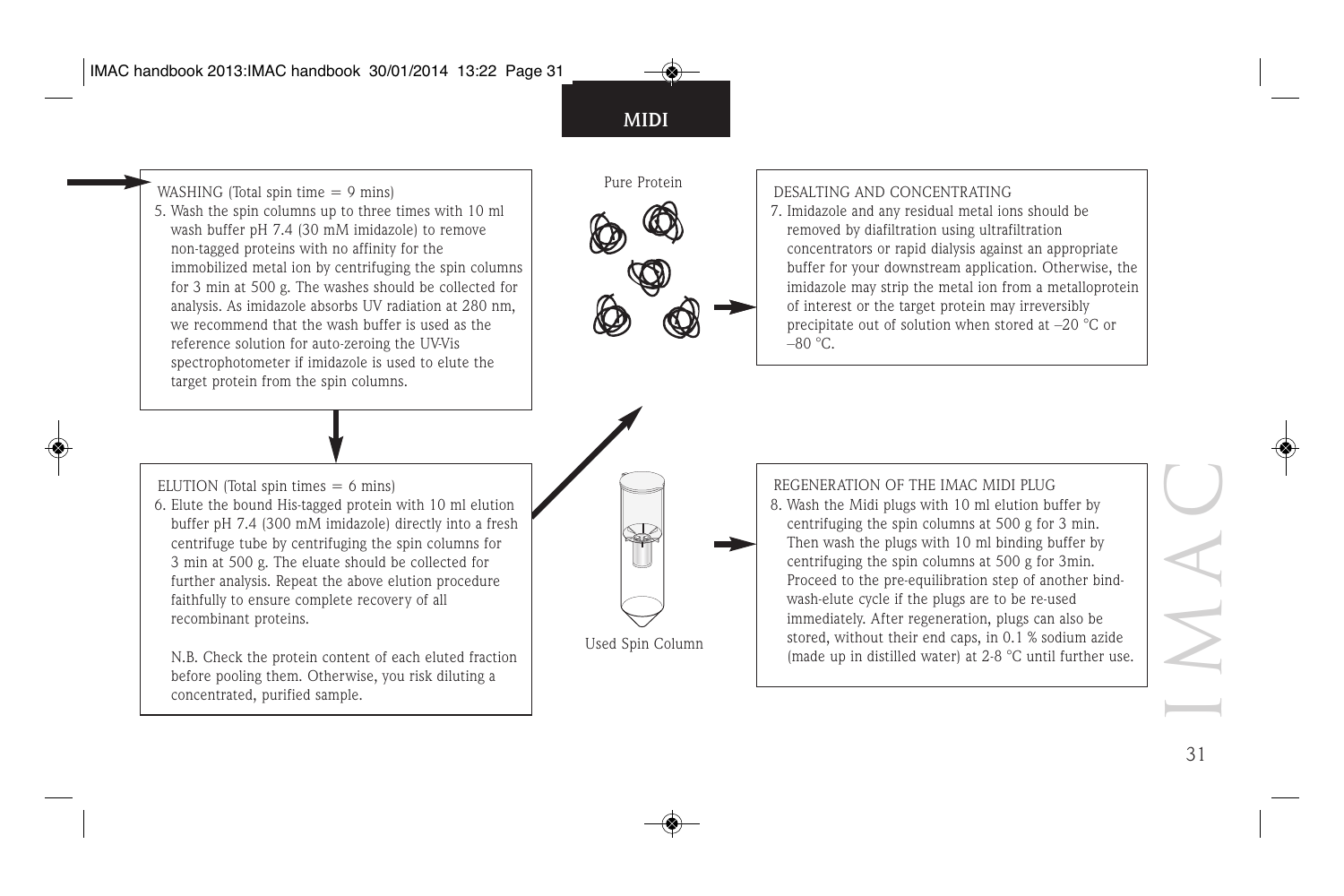## MIDI

WASHING (Total spin time = 9 mins)

5. Wash the spin columns up to three times with 10 ml wash buffer pH 7.4 (30 mM imidazole) to remove non-tagged proteins with no affinity for the immobilized metal ion by centrifuging the spin columns for 3 min at 500 g. The washes should be collected for analysis. As imidazole absorbs UV radiation at 280 nm, we recommend that the wash buffer is used as the reference solution for auto-zeroing the UV-Vis spectrophotometer if imidazole is used to elute the target protein from the spin columns.

ELUTION (Total spin times = 6 mins)

6. Elute the bound His-tagged protein with 10 ml elution buffer pH 7.4 (300 mM imidazole) directly into a fresh centrifuge tube by centrifuging the spin columns for 3 min at 500 g. The eluate should be collected for further analysis. Repeat the above elution procedure faithfully to ensure complete recovery of all recombinant proteins.

N.B. Check the protein content of each eluted fraction before pooling them. Otherwise, you risk diluting a concentrated, purified sample.

Pure Protein

Used Spin Column

DESALTING AND CONCENTRATING

7. Imidazole and any residual metal ions should be removed by diafiltration using ultrafiltration concentrators or rapid dialysis against an appropriate buffer for your downstream application. Otherwise, the imidazole may strip the metal ion from a metalloprotein of interest or the target protein may irreversibly precipitate out of solution when stored at –20 °C or –80 °C.

REGENERATION OF THE IMAC MIDI PLUG

8. Wash the Midi plugs with 10 ml elution buffer by centrifuging the spin columns at 500 g for 3 min. Then wash the plugs with 10 ml binding buffer by centrifuging the spin columns at 500 g for 3min. Proceed to the pre-equilibration step of another bind-wash-elute cycle if the plugs are to be re-used immediately. After regeneration, plugs can also be stored, without their end caps, in 0.1 % sodium azide (made up in distilled water) at 2-8 °C until further use.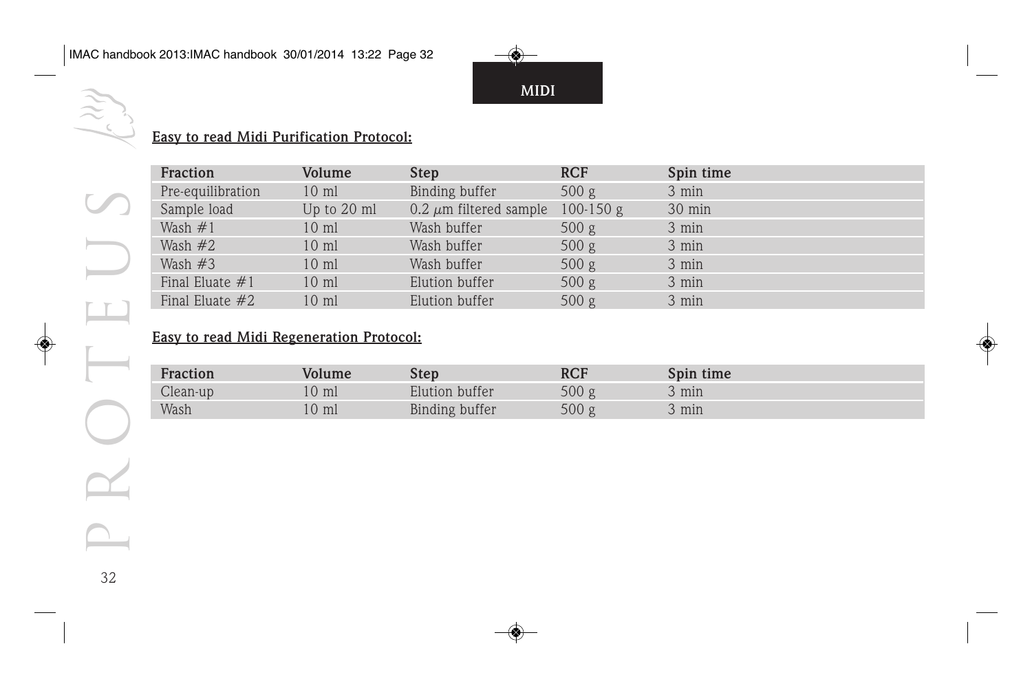MIDI

## Easy to read Midi Purification Protocol:

| Fraction | Volume | Step | RCF | Spin time |
|---|---|---|---|---|
| Pre-equilibration | 10 ml | Binding buffer | 500 g | 3 min |
| Sample load | Up to 20 ml | 0.2 $\mu$m filtered sample | 100-150 g | 30 min |
| Wash #1 | 10 ml | Wash buffer | 500 g | 3 min |
| Wash #2 | 10 ml | Wash buffer | 500 g | 3 min |
| Wash #3 | 10 ml | Wash buffer | 500 g | 3 min |
| Final Eluate #1 | 10 ml | Elution buffer | 500 g | 3 min |
| Final Eluate #2 | 10 ml | Elution buffer | 500 g | 3 min |

## Easy to read Midi Regeneration Protocol:

| Fraction | Volume | Step | RCF | Spin time |
|---|---|---|---|---|
| Clean-up | 10 ml | Elution buffer | 500 g | 3 min |
| Wash | 10 ml | Binding buffer | 500 g | 3 min |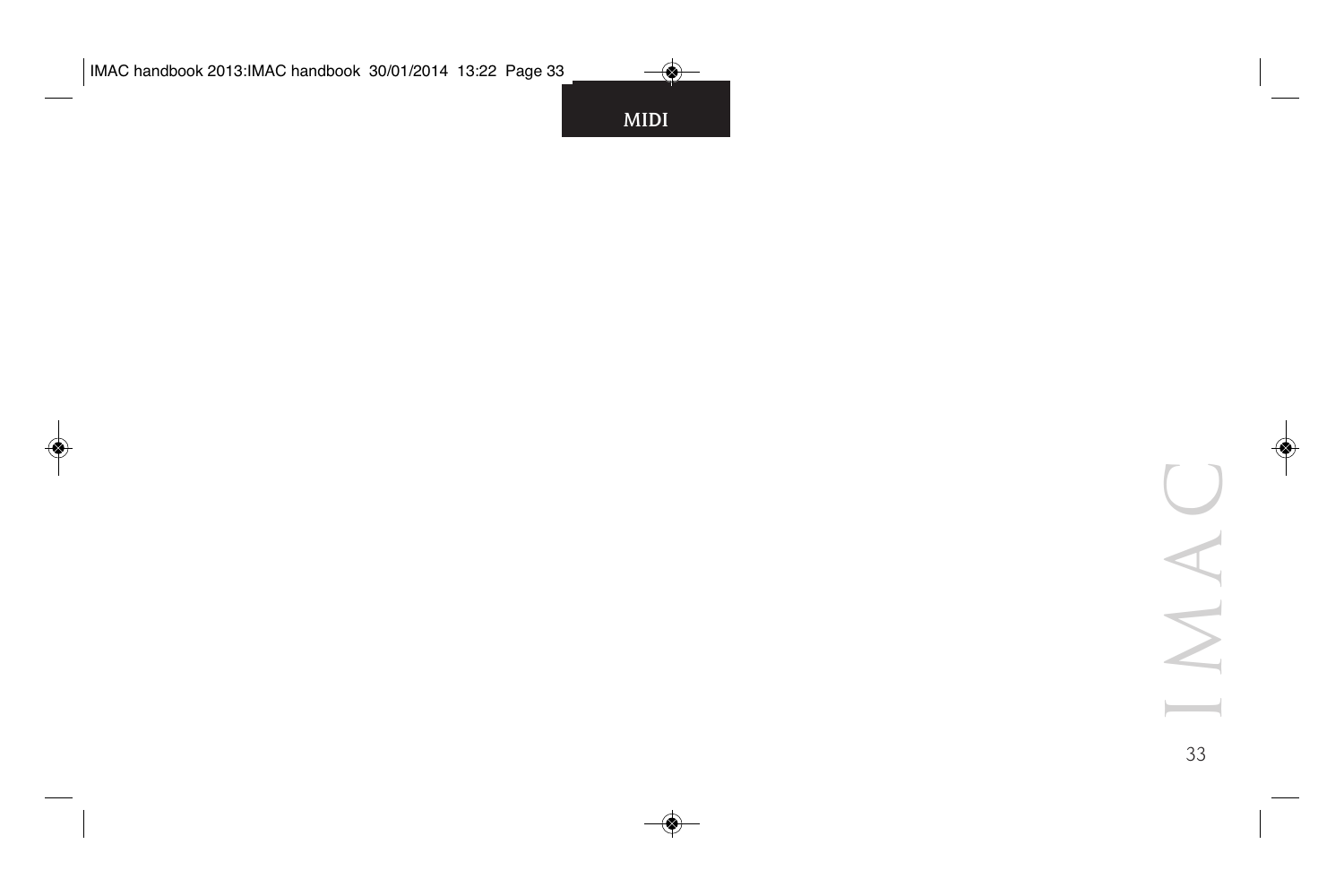# MIDI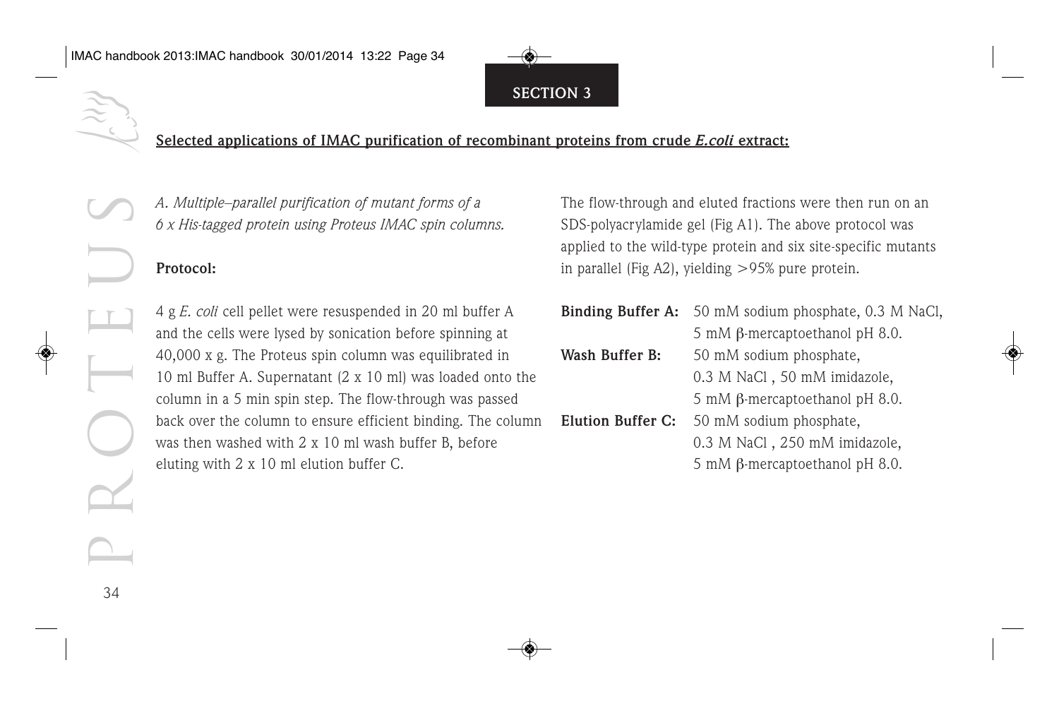## Selected applications of IMAC purification of recombinant proteins from crude *E.coli* extract:

*A. Multiple–parallel purification of mutant forms of a 6 x His-tagged protein using Proteus IMAC spin columns.*

**Protocol:**

4 g *E. coli* cell pellet were resuspended in 20 ml buffer A and the cells were lysed by sonication before spinning at 40,000 x g. The Proteus spin column was equilibrated in 10 ml Buffer A. Supernatant (2 x 10 ml) was loaded onto the column in a 5 min spin step. The flow-through was passed back over the column to ensure efficient binding. The column was then washed with 2 x 10 ml wash buffer B, before eluting with 2 x 10 ml elution buffer C.

The flow-through and eluted fractions were then run on an SDS-polyacrylamide gel (Fig A1). The above protocol was applied to the wild-type protein and six site-specific mutants in parallel (Fig A2), yielding >95% pure protein.

| | |
|---|---|
| **Binding Buffer A:** | 50 mM sodium phosphate, 0.3 M NaCl, 5 mM β-mercaptoethanol pH 8.0. |
| **Wash Buffer B:** | 50 mM sodium phosphate, 0.3 M NaCl , 50 mM imidazole, 5 mM β-mercaptoethanol pH 8.0. |
| **Elution Buffer C:** | 50 mM sodium phosphate, 0.3 M NaCl , 250 mM imidazole, 5 mM β-mercaptoethanol pH 8.0. |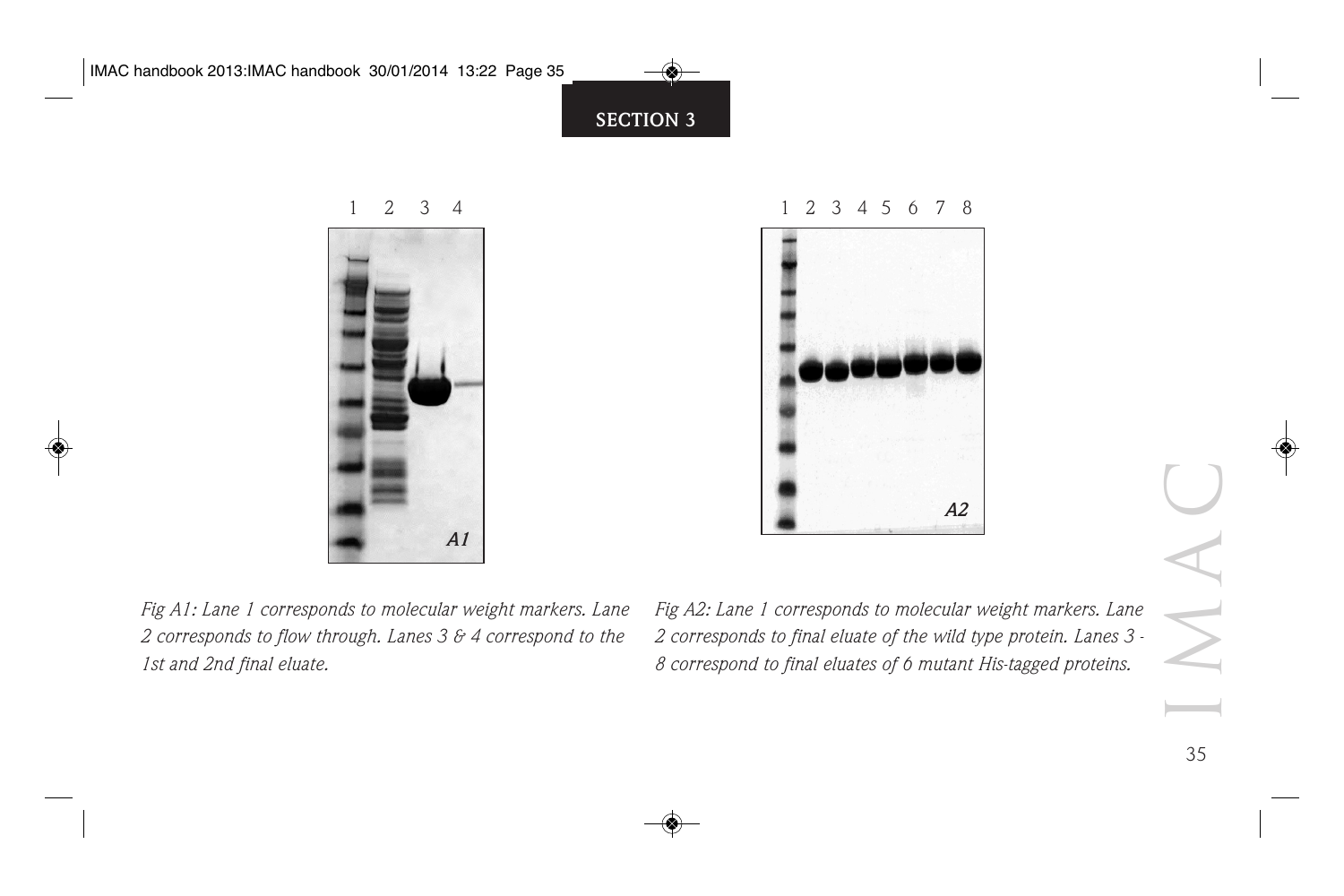Fig A1: Lane 1 corresponds to molecular weight markers. Lane 2 corresponds to flow through. Lanes 3 & 4 correspond to the 1st and 2nd final eluate.

Fig A2: Lane 1 corresponds to molecular weight markers. Lane 2 corresponds to final eluate of the wild type protein. Lanes 3 - 8 correspond to final eluates of 6 mutant His-tagged proteins.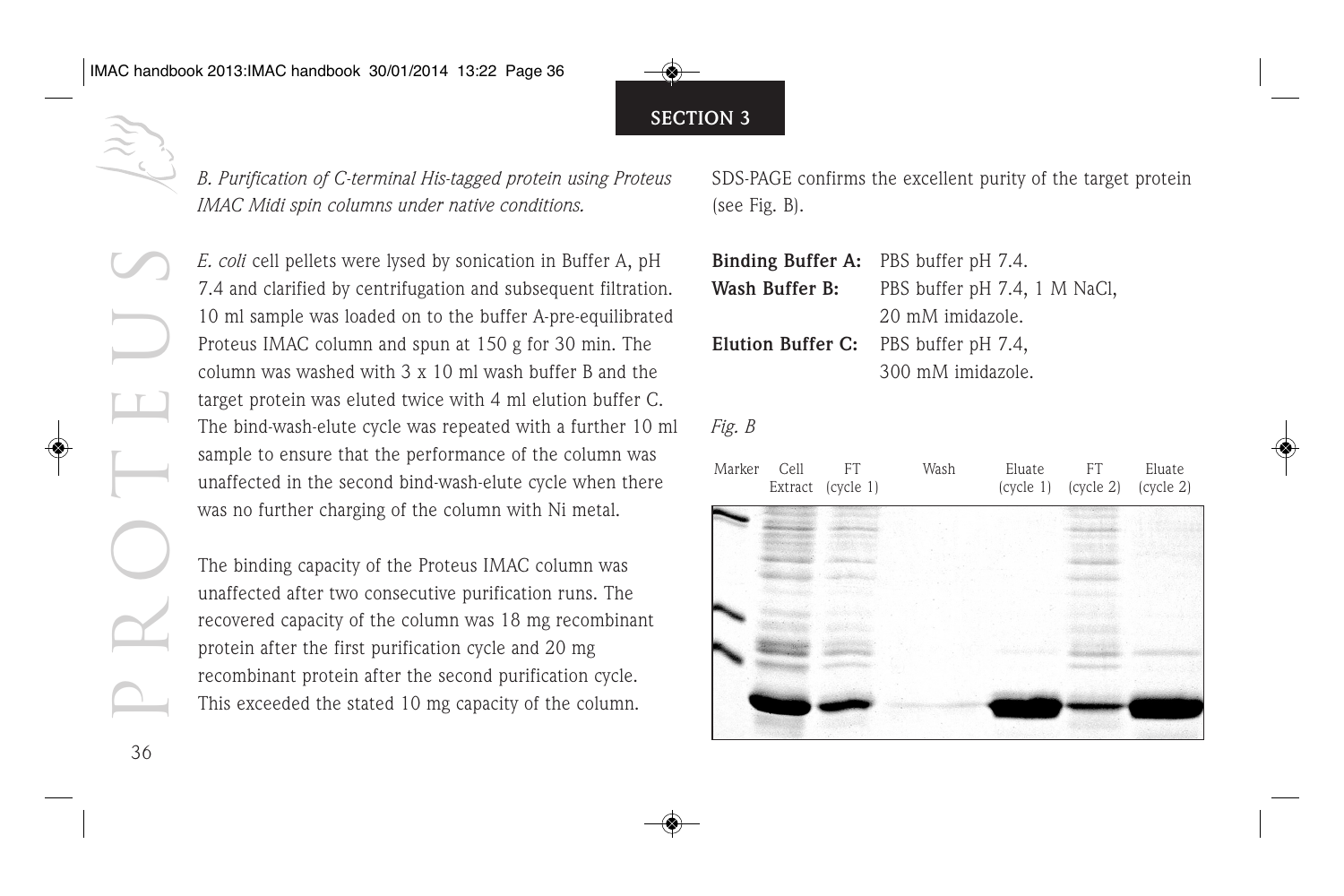*B. Purification of C-terminal His-tagged protein using Proteus IMAC Midi spin columns under native conditions.*

*E. coli* cell pellets were lysed by sonication in Buffer A, pH 7.4 and clarified by centrifugation and subsequent filtration. 10 ml sample was loaded on to the buffer A-pre-equilibrated Proteus IMAC column and spun at 150 g for 30 min. The column was washed with 3 x 10 ml wash buffer B and the target protein was eluted twice with 4 ml elution buffer C. The bind-wash-elute cycle was repeated with a further 10 ml sample to ensure that the performance of the column was unaffected in the second bind-wash-elute cycle when there was no further charging of the column with Ni metal.

The binding capacity of the Proteus IMAC column was unaffected after two consecutive purification runs. The recovered capacity of the column was 18 mg recombinant protein after the first purification cycle and 20 mg recombinant protein after the second purification cycle. This exceeded the stated 10 mg capacity of the column.

SDS-PAGE confirms the excellent purity of the target protein (see Fig. B).

**Binding Buffer A:** PBS buffer pH 7.4.
**Wash Buffer B:** PBS buffer pH 7.4, 1 M NaCl, 20 mM imidazole.
**Elution Buffer C:** PBS buffer pH 7.4, 300 mM imidazole.

*Fig. B*

Marker | Cell Extract | FT (cycle 1) | Wash | Eluate (cycle 1) | FT (cycle 2) | Eluate (cycle 2)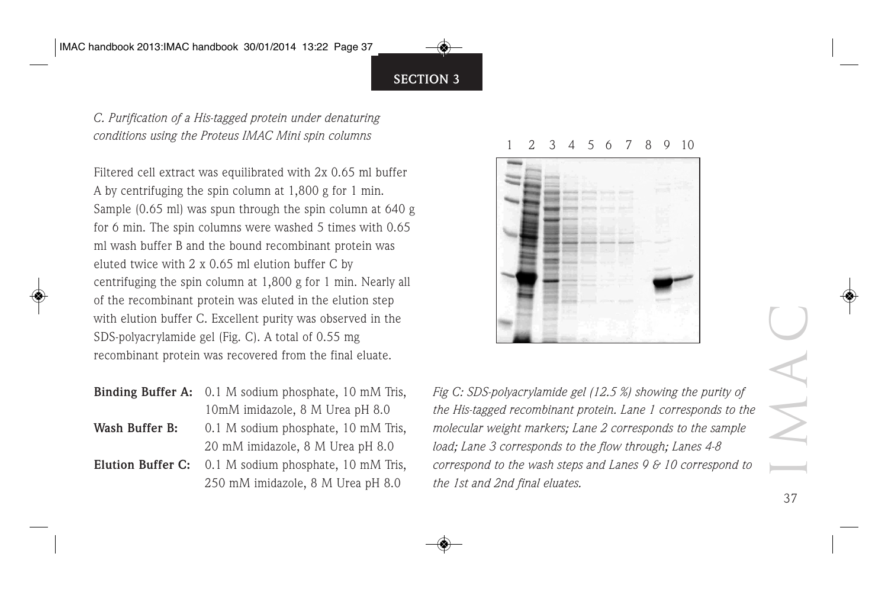*C. Purification of a His-tagged protein under denaturing conditions using the Proteus IMAC Mini spin columns*

Filtered cell extract was equilibrated with 2x 0.65 ml buffer A by centrifuging the spin column at 1,800 g for 1 min. Sample (0.65 ml) was spun through the spin column at 640 g for 6 min. The spin columns were washed 5 times with 0.65 ml wash buffer B and the bound recombinant protein was eluted twice with 2 x 0.65 ml elution buffer C by centrifuging the spin column at 1,800 g for 1 min. Nearly all of the recombinant protein was eluted in the elution step with elution buffer C. Excellent purity was observed in the SDS-polyacrylamide gel (Fig. C). A total of 0.55 mg recombinant protein was recovered from the final eluate.

| | |
|---|---|
| **Binding Buffer A:** | 0.1 M sodium phosphate, 10 mM Tris, 10mM imidazole, 8 M Urea pH 8.0 |
| **Wash Buffer B:** | 0.1 M sodium phosphate, 10 mM Tris, 20 mM imidazole, 8 M Urea pH 8.0 |
| **Elution Buffer C:** | 0.1 M sodium phosphate, 10 mM Tris, 250 mM imidazole, 8 M Urea pH 8.0 |

*Fig C: SDS-polyacrylamide gel (12.5 %) showing the purity of the His-tagged recombinant protein. Lane 1 corresponds to the molecular weight markers; Lane 2 corresponds to the sample load; Lane 3 corresponds to the flow through; Lanes 4-8 correspond to the wash steps and Lanes 9 & 10 correspond to the 1st and 2nd final eluates.*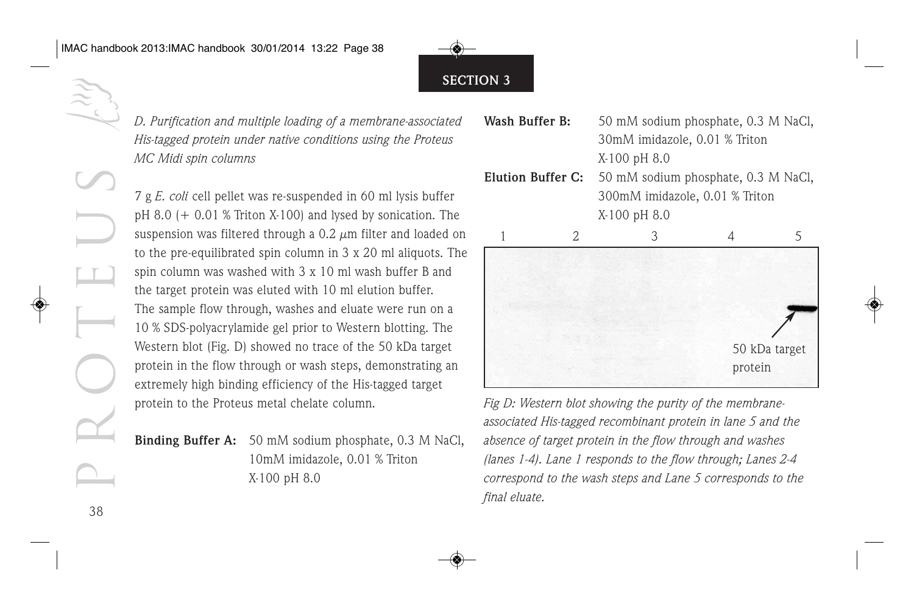## SECTION 3

*D. Purification and multiple loading of a membrane-associated His-tagged protein under native conditions using the Proteus MC Midi spin columns*

7 g *E. coli* cell pellet was re-suspended in 60 ml lysis buffer pH 8.0 (+ 0.01 % Triton X-100) and lysed by sonication. The suspension was filtered through a 0.2 $\mu$m filter and loaded on to the pre-equilibrated spin column in 3 x 20 ml aliquots. The spin column was washed with 3 x 10 ml wash buffer B and the target protein was eluted with 10 ml elution buffer. The sample flow through, washes and eluate were run on a 10 % SDS-polyacrylamide gel prior to Western blotting. The Western blot (Fig. D) showed no trace of the 50 kDa target protein in the flow through or wash steps, demonstrating an extremely high binding efficiency of the His-tagged target protein to the Proteus metal chelate column.

**Binding Buffer A:** 50 mM sodium phosphate, 0.3 M NaCl, 10mM imidazole, 0.01 % Triton X-100 pH 8.0

**Wash Buffer B:** 50 mM sodium phosphate, 0.3 M NaCl, 30mM imidazole, 0.01 % Triton X-100 pH 8.0

**Elution Buffer C:** 50 mM sodium phosphate, 0.3 M NaCl, 300mM imidazole, 0.01 % Triton X-100 pH 8.0

1 2 3 4 5

50 kDa target protein

*Fig D: Western blot showing the purity of the membrane-associated His-tagged recombinant protein in lane 5 and the absence of target protein in the flow through and washes (lanes 1-4). Lane 1 responds to the flow through; Lanes 2-4 correspond to the wash steps and Lane 5 corresponds to the final eluate.*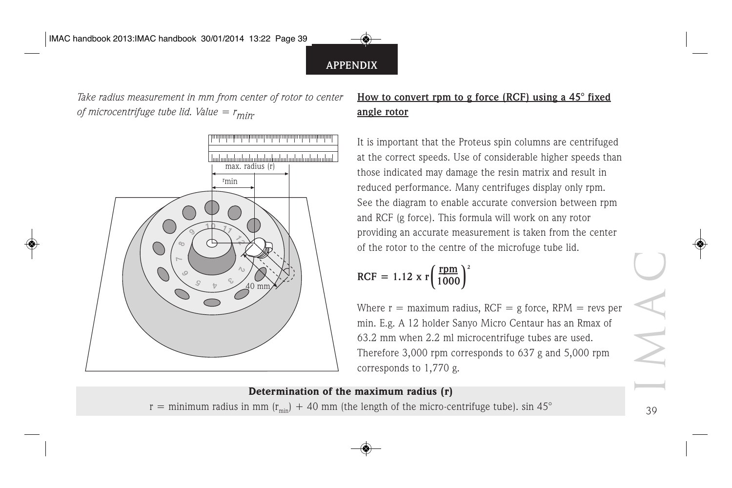## APPENDIX

*Take radius measurement in mm from center of rotor to center of microcentrifuge tube lid. Value = $r_{min}$.*

**How to convert rpm to g force (RCF) using a 45° fixed angle rotor**

It is important that the Proteus spin columns are centrifuged at the correct speeds. Use of considerable higher speeds than those indicated may damage the resin matrix and result in reduced performance. Many centrifuges display only rpm. See the diagram to enable accurate conversion between rpm and RCF (g force). This formula will work on any rotor providing an accurate measurement is taken from the center of the rotor to the centre of the microfuge tube lid.

$$\mathbf{RCF = 1.12 \times r\left(\frac{rpm}{1000}\right)^2}$$

Where r = maximum radius, RCF = g force, RPM = revs per min. E.g. A 12 holder Sanyo Micro Centaur has an Rmax of 63.2 mm when 2.2 ml microcentrifuge tubes are used. Therefore 3,000 rpm corresponds to 637 g and 5,000 rpm corresponds to 1,770 g.

**Determination of the maximum radius (r)**

r = minimum radius in mm ($r_{min}$) + 40 mm (the length of the micro-centrifuge tube). sin 45°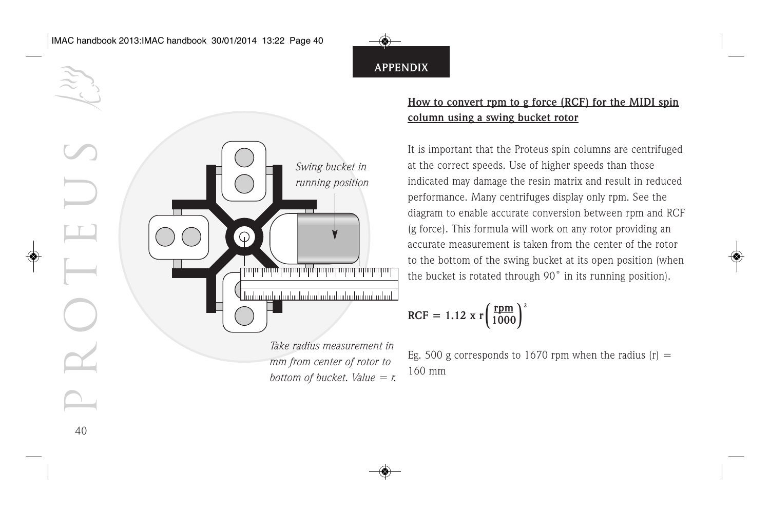APPENDIX

## How to convert rpm to g force (RCF) for the MIDI spin column using a swing bucket rotor

Swing bucket in running position

Take radius measurement in mm from center of rotor to bottom of bucket. Value = r.

It is important that the Proteus spin columns are centrifuged at the correct speeds. Use of higher speeds than those indicated may damage the resin matrix and result in reduced performance. Many centrifuges display only rpm. See the diagram to enable accurate conversion between rpm and RCF (g force). This formula will work on any rotor providing an accurate measurement is taken from the center of the rotor to the bottom of the swing bucket at its open position (when the bucket is rotated through 90˚ in its running position).

$$\mathbf{RCF = 1.12 \times r\left(\frac{rpm}{1000}\right)^2}$$

Eg. 500 g corresponds to 1670 rpm when the radius (r) = 160 mm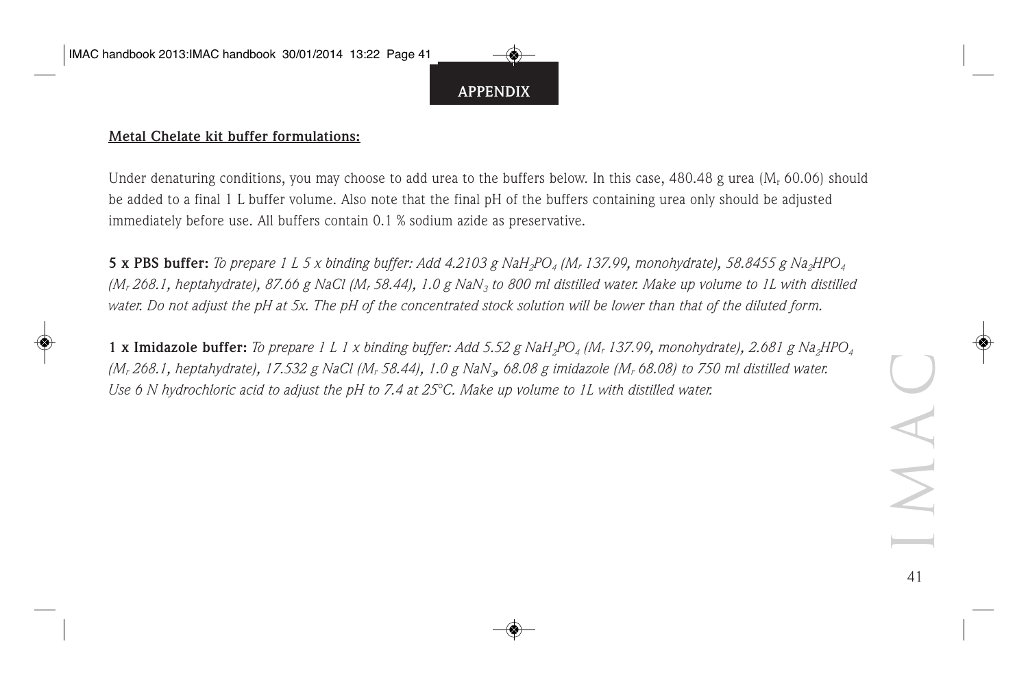## APPENDIX

**Metal Chelate kit buffer formulations:**

Under denaturing conditions, you may choose to add urea to the buffers below. In this case, 480.48 g urea ($M_r$ 60.06) should be added to a final 1 L buffer volume. Also note that the final pH of the buffers containing urea only should be adjusted immediately before use. All buffers contain 0.1 % sodium azide as preservative.

**5 x PBS buffer:** *To prepare 1 L 5 x binding buffer: Add 4.2103 g $NaH_2PO_4$ ($M_r$ 137.99, monohydrate), 58.8455 g $Na_2HPO_4$ ($M_r$ 268.1, heptahydrate), 87.66 g NaCl ($M_r$ 58.44), 1.0 g $NaN_3$ to 800 ml distilled water. Make up volume to 1L with distilled water. Do not adjust the pH at 5x. The pH of the concentrated stock solution will be lower than that of the diluted form.*

**1 x Imidazole buffer:** *To prepare 1 L 1 x binding buffer: Add 5.52 g $NaH_2PO_4$ ($M_r$ 137.99, monohydrate), 2.681 g $Na_2HPO_4$ ($M_r$ 268.1, heptahydrate), 17.532 g NaCl ($M_r$ 58.44), 1.0 g $NaN_3$, 68.08 g imidazole ($M_r$ 68.08) to 750 ml distilled water. Use 6 N hydrochloric acid to adjust the pH to 7.4 at 25°C. Make up volume to 1L with distilled water.*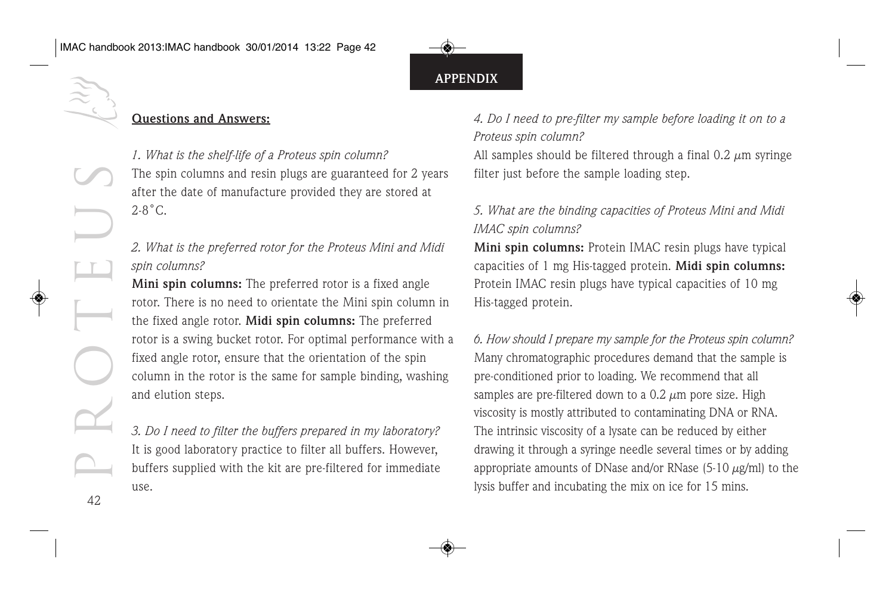## APPENDIX

**Questions and Answers:**

*1. What is the shelf-life of a Proteus spin column?*

The spin columns and resin plugs are guaranteed for 2 years after the date of manufacture provided they are stored at 2-8˚C.

*2. What is the preferred rotor for the Proteus Mini and Midi spin columns?*

**Mini spin columns:** The preferred rotor is a fixed angle rotor. There is no need to orientate the Mini spin column in the fixed angle rotor. **Midi spin columns:** The preferred rotor is a swing bucket rotor. For optimal performance with a fixed angle rotor, ensure that the orientation of the spin column in the rotor is the same for sample binding, washing and elution steps.

*3. Do I need to filter the buffers prepared in my laboratory?*

It is good laboratory practice to filter all buffers. However, buffers supplied with the kit are pre-filtered for immediate use.

*4. Do I need to pre-filter my sample before loading it on to a Proteus spin column?*

All samples should be filtered through a final 0.2 μm syringe filter just before the sample loading step.

*5. What are the binding capacities of Proteus Mini and Midi IMAC spin columns?*

**Mini spin columns:** Protein IMAC resin plugs have typical capacities of 1 mg His-tagged protein. **Midi spin columns:** Protein IMAC resin plugs have typical capacities of 10 mg His-tagged protein.

*6. How should I prepare my sample for the Proteus spin column?*

Many chromatographic procedures demand that the sample is pre-conditioned prior to loading. We recommend that all samples are pre-filtered down to a 0.2 μm pore size. High viscosity is mostly attributed to contaminating DNA or RNA. The intrinsic viscosity of a lysate can be reduced by either drawing it through a syringe needle several times or by adding appropriate amounts of DNase and/or RNase (5-10 μg/ml) to the lysis buffer and incubating the mix on ice for 15 mins.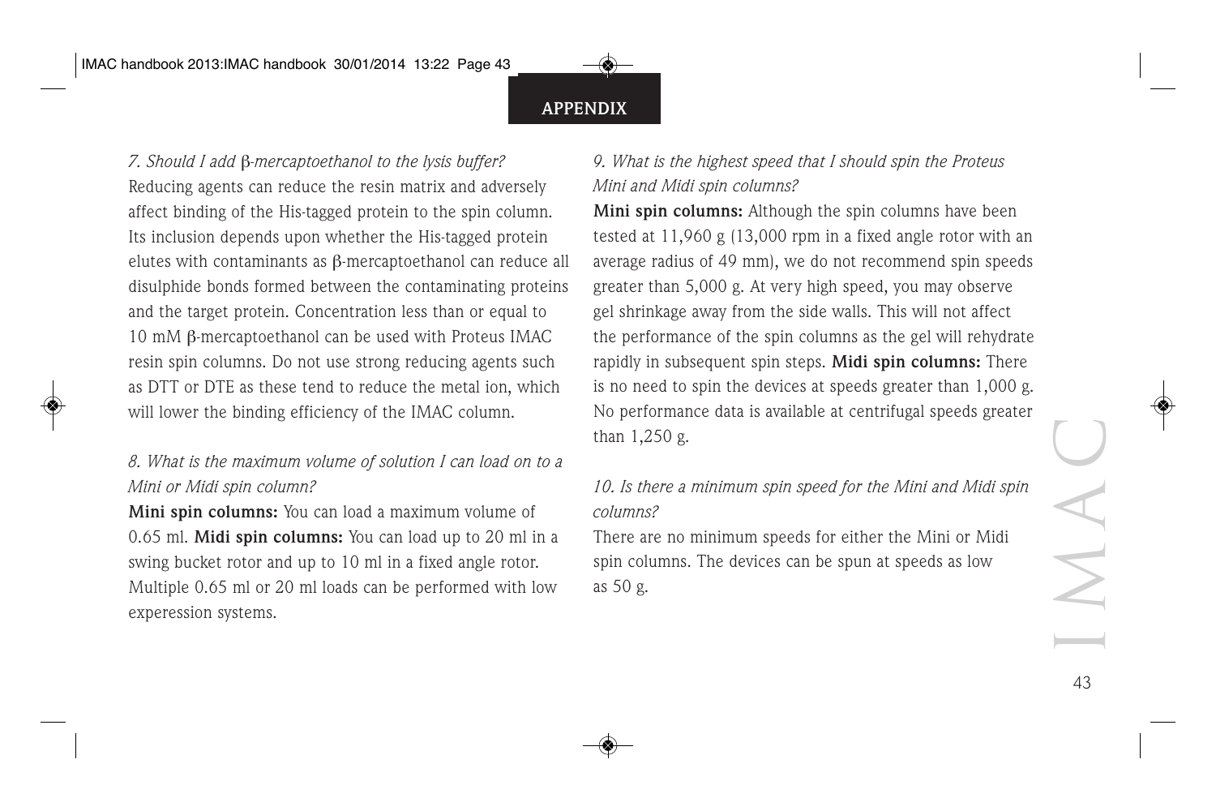*7. Should I add β-mercaptoethanol to the lysis buffer?*

Reducing agents can reduce the resin matrix and adversely affect binding of the His-tagged protein to the spin column. Its inclusion depends upon whether the His-tagged protein elutes with contaminants as β-mercaptoethanol can reduce all disulphide bonds formed between the contaminating proteins and the target protein. Concentration less than or equal to 10 mM β-mercaptoethanol can be used with Proteus IMAC resin spin columns. Do not use strong reducing agents such as DTT or DTE as these tend to reduce the metal ion, which will lower the binding efficiency of the IMAC column.

*8. What is the maximum volume of solution I can load on to a Mini or Midi spin column?*

**Mini spin columns:** You can load a maximum volume of 0.65 ml. **Midi spin columns:** You can load up to 20 ml in a swing bucket rotor and up to 10 ml in a fixed angle rotor. Multiple 0.65 ml or 20 ml loads can be performed with low experession systems.

*9. What is the highest speed that I should spin the Proteus Mini and Midi spin columns?*

**Mini spin columns:** Although the spin columns have been tested at 11,960 g (13,000 rpm in a fixed angle rotor with an average radius of 49 mm), we do not recommend spin speeds greater than 5,000 g. At very high speed, you may observe gel shrinkage away from the side walls. This will not affect the performance of the spin columns as the gel will rehydrate rapidly in subsequent spin steps. **Midi spin columns:** There is no need to spin the devices at speeds greater than 1,000 g. No performance data is available at centrifugal speeds greater than 1,250 g.

*10. Is there a minimum spin speed for the Mini and Midi spin columns?*

There are no minimum speeds for either the Mini or Midi spin columns. The devices can be spun at speeds as low as 50 g.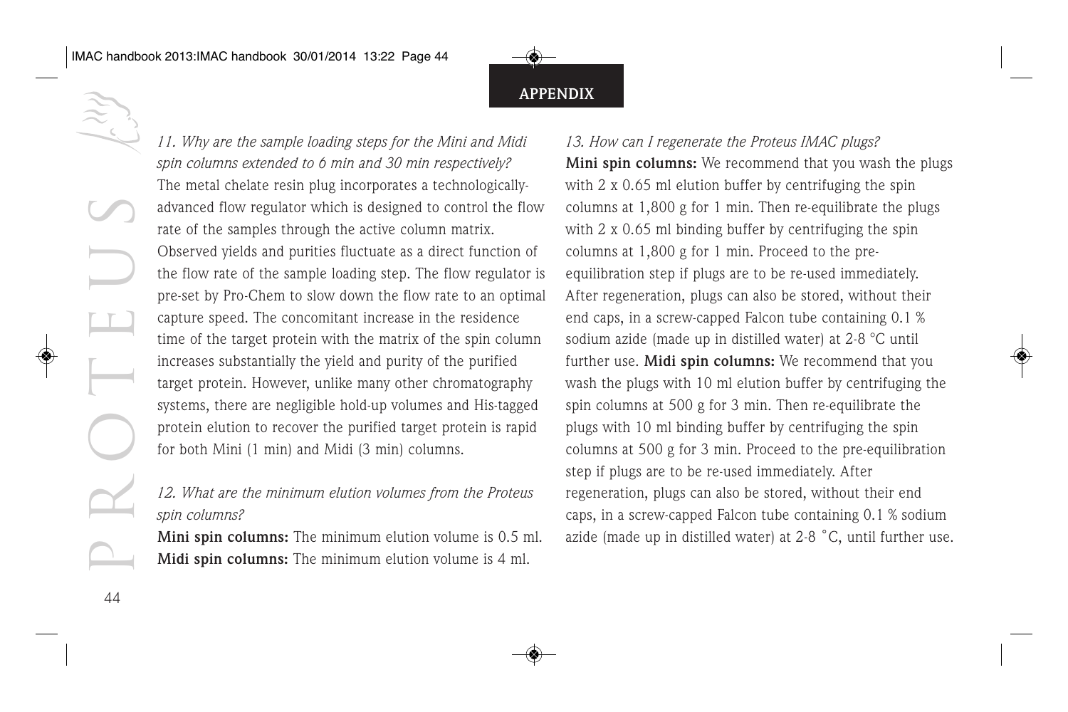## APPENDIX

*11. Why are the sample loading steps for the Mini and Midi spin columns extended to 6 min and 30 min respectively?*
The metal chelate resin plug incorporates a technologically-advanced flow regulator which is designed to control the flow rate of the samples through the active column matrix. Observed yields and purities fluctuate as a direct function of the flow rate of the sample loading step. The flow regulator is pre-set by Pro-Chem to slow down the flow rate to an optimal capture speed. The concomitant increase in the residence time of the target protein with the matrix of the spin column increases substantially the yield and purity of the purified target protein. However, unlike many other chromatography systems, there are negligible hold-up volumes and His-tagged protein elution to recover the purified target protein is rapid for both Mini (1 min) and Midi (3 min) columns.

*12. What are the minimum elution volumes from the Proteus spin columns?*
**Mini spin columns:** The minimum elution volume is 0.5 ml.
**Midi spin columns:** The minimum elution volume is 4 ml.

*13. How can I regenerate the Proteus IMAC plugs?*
**Mini spin columns:** We recommend that you wash the plugs with 2 x 0.65 ml elution buffer by centrifuging the spin columns at 1,800 g for 1 min. Then re-equilibrate the plugs with 2 x 0.65 ml binding buffer by centrifuging the spin columns at 1,800 g for 1 min. Proceed to the pre-equilibration step if plugs are to be re-used immediately. After regeneration, plugs can also be stored, without their end caps, in a screw-capped Falcon tube containing 0.1 % sodium azide (made up in distilled water) at 2-8 °C until further use. **Midi spin columns:** We recommend that you wash the plugs with 10 ml elution buffer by centrifuging the spin columns at 500 g for 3 min. Then re-equilibrate the plugs with 10 ml binding buffer by centrifuging the spin columns at 500 g for 3 min. Proceed to the pre-equilibration step if plugs are to be re-used immediately. After regeneration, plugs can also be stored, without their end caps, in a screw-capped Falcon tube containing 0.1 % sodium azide (made up in distilled water) at 2-8 °C, until further use.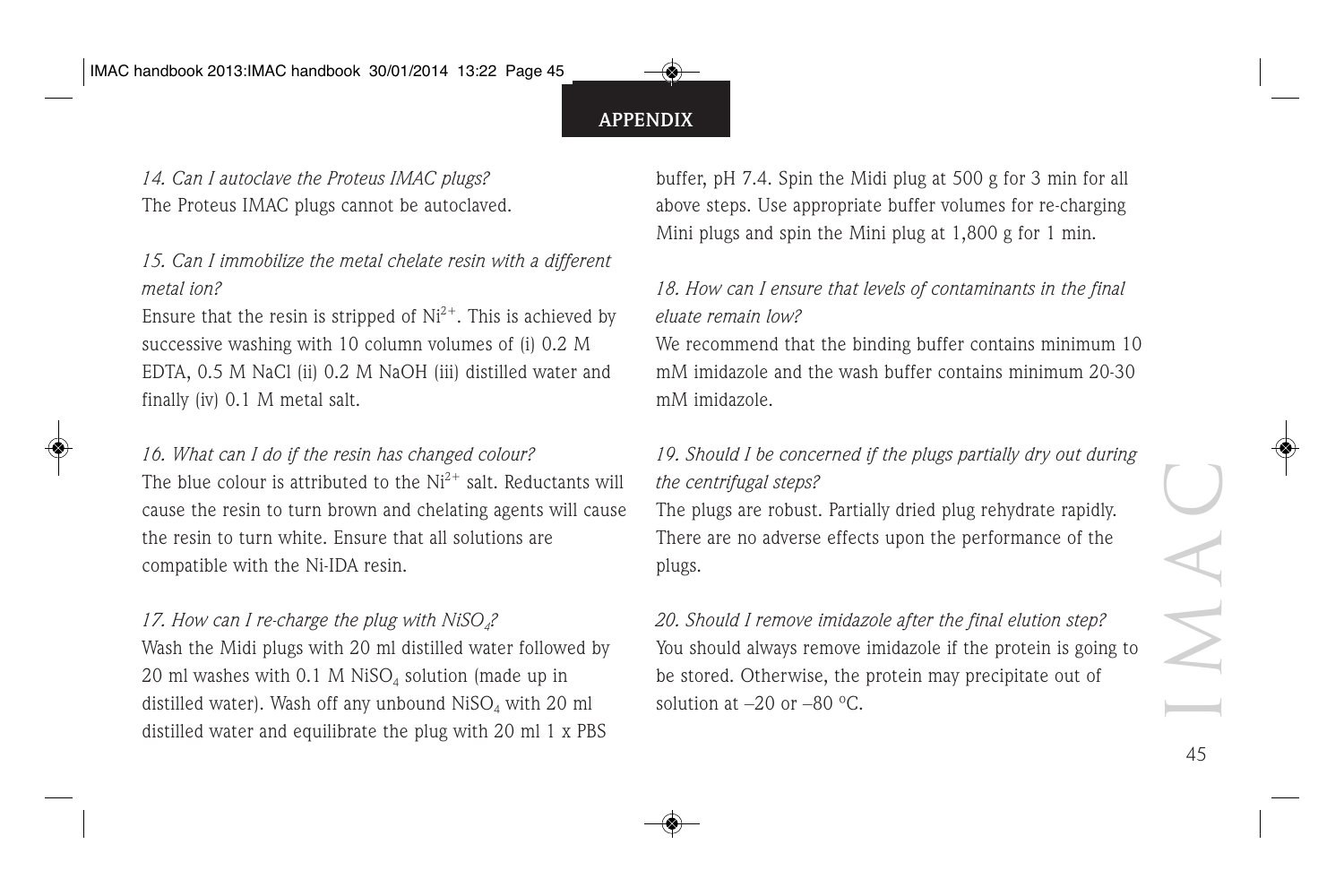*14. Can I autoclave the Proteus IMAC plugs?*
The Proteus IMAC plugs cannot be autoclaved.

*15. Can I immobilize the metal chelate resin with a different metal ion?*
Ensure that the resin is stripped of $Ni^{2+}$. This is achieved by successive washing with 10 column volumes of (i) 0.2 M EDTA, 0.5 M NaCl (ii) 0.2 M NaOH (iii) distilled water and finally (iv) 0.1 M metal salt.

*16. What can I do if the resin has changed colour?*
The blue colour is attributed to the $Ni^{2+}$ salt. Reductants will cause the resin to turn brown and chelating agents will cause the resin to turn white. Ensure that all solutions are compatible with the Ni-IDA resin.

*17. How can I re-charge the plug with $NiSO_4$?*
Wash the Midi plugs with 20 ml distilled water followed by 20 ml washes with 0.1 M $NiSO_4$ solution (made up in distilled water). Wash off any unbound $NiSO_4$ with 20 ml distilled water and equilibrate the plug with 20 ml 1 x PBS buffer, pH 7.4. Spin the Midi plug at 500 g for 3 min for all above steps. Use appropriate buffer volumes for re-charging Mini plugs and spin the Mini plug at 1,800 g for 1 min.

*18. How can I ensure that levels of contaminants in the final eluate remain low?*
We recommend that the binding buffer contains minimum 10 mM imidazole and the wash buffer contains minimum 20-30 mM imidazole.

*19. Should I be concerned if the plugs partially dry out during the centrifugal steps?*
The plugs are robust. Partially dried plug rehydrate rapidly. There are no adverse effects upon the performance of the plugs.

*20. Should I remove imidazole after the final elution step?*
You should always remove imidazole if the protein is going to be stored. Otherwise, the protein may precipitate out of solution at –20 or –80 °C.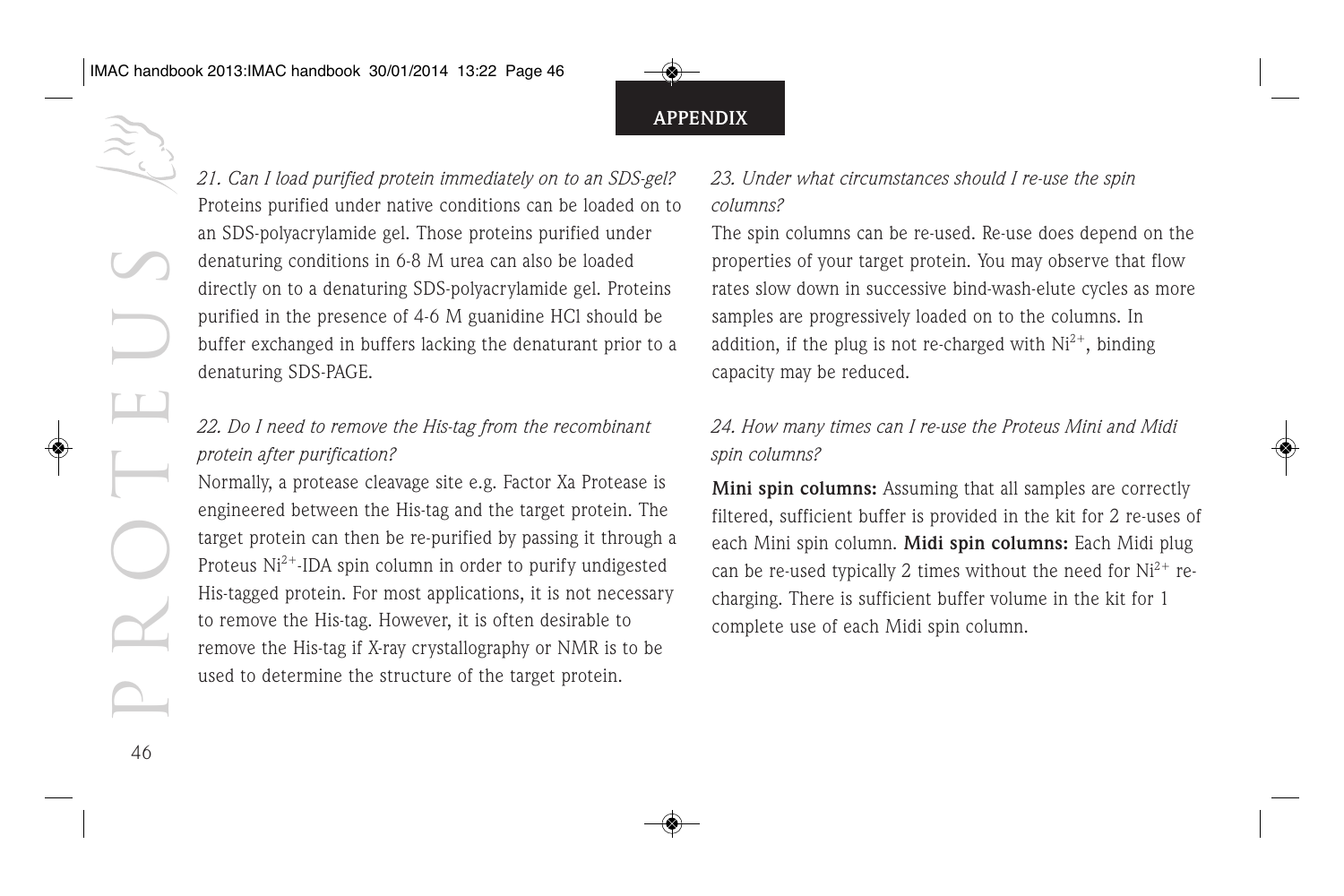## APPENDIX

*21. Can I load purified protein immediately on to an SDS-gel?*

Proteins purified under native conditions can be loaded on to an SDS-polyacrylamide gel. Those proteins purified under denaturing conditions in 6-8 M urea can also be loaded directly on to a denaturing SDS-polyacrylamide gel. Proteins purified in the presence of 4-6 M guanidine HCl should be buffer exchanged in buffers lacking the denaturant prior to a denaturing SDS-PAGE.

*22. Do I need to remove the His-tag from the recombinant protein after purification?*

Normally, a protease cleavage site e.g. Factor Xa Protease is engineered between the His-tag and the target protein. The target protein can then be re-purified by passing it through a Proteus $Ni^{2+}$-IDA spin column in order to purify undigested His-tagged protein. For most applications, it is not necessary to remove the His-tag. However, it is often desirable to remove the His-tag if X-ray crystallography or NMR is to be used to determine the structure of the target protein.

*23. Under what circumstances should I re-use the spin columns?*

The spin columns can be re-used. Re-use does depend on the properties of your target protein. You may observe that flow rates slow down in successive bind-wash-elute cycles as more samples are progressively loaded on to the columns. In addition, if the plug is not re-charged with $Ni^{2+}$, binding capacity may be reduced.

*24. How many times can I re-use the Proteus Mini and Midi spin columns?*

**Mini spin columns:** Assuming that all samples are correctly filtered, sufficient buffer is provided in the kit for 2 re-uses of each Mini spin column. **Midi spin columns:** Each Midi plug can be re-used typically 2 times without the need for $Ni^{2+}$ re-charging. There is sufficient buffer volume in the kit for 1 complete use of each Midi spin column.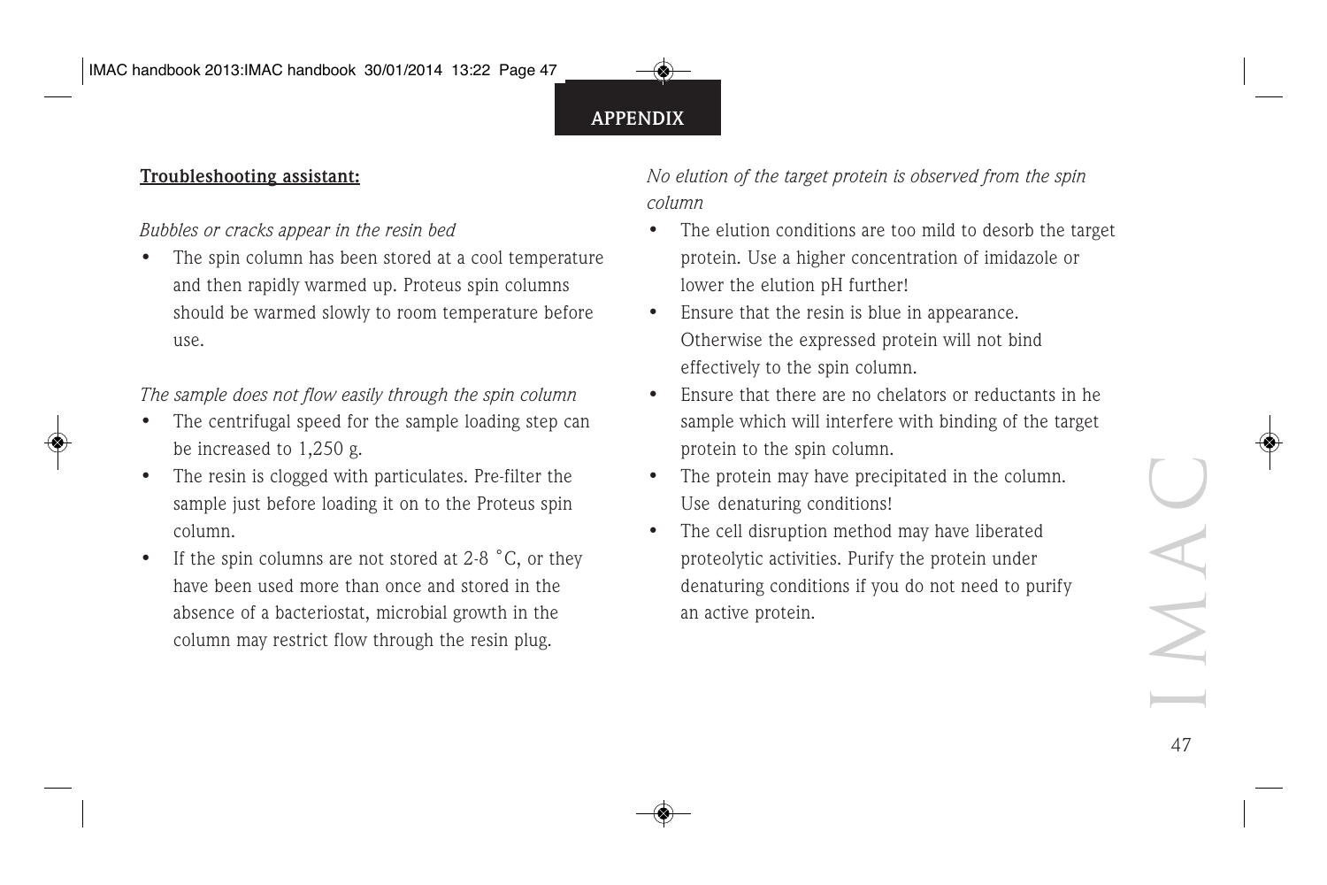**Troubleshooting assistant:**

*Bubbles or cracks appear in the resin bed*

- The spin column has been stored at a cool temperature and then rapidly warmed up. Proteus spin columns should be warmed slowly to room temperature before use.

*The sample does not flow easily through the spin column*

- The centrifugal speed for the sample loading step can be increased to 1,250 g.
- The resin is clogged with particulates. Pre-filter the sample just before loading it on to the Proteus spin column.
- If the spin columns are not stored at 2-8 ˚C, or they have been used more than once and stored in the absence of a bacteriostat, microbial growth in the column may restrict flow through the resin plug.

*No elution of the target protein is observed from the spin column*

- The elution conditions are too mild to desorb the target protein. Use a higher concentration of imidazole or lower the elution pH further!
- Ensure that the resin is blue in appearance. Otherwise the expressed protein will not bind effectively to the spin column.
- Ensure that there are no chelators or reductants in he sample which will interfere with binding of the target protein to the spin column.
- The protein may have precipitated in the column. Use denaturing conditions!
- The cell disruption method may have liberated proteolytic activities. Purify the protein under denaturing conditions if you do not need to purify an active protein.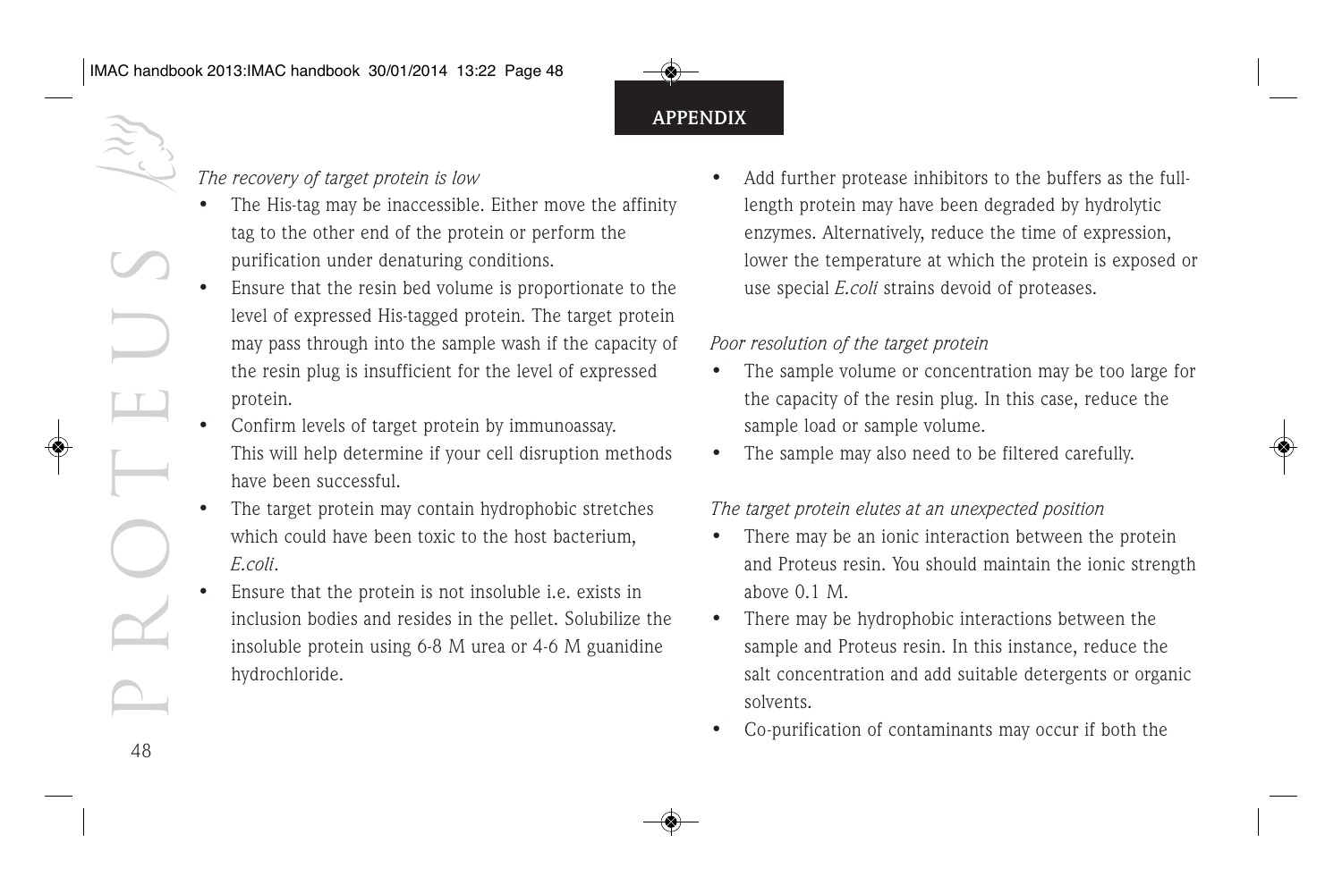## APPENDIX

*The recovery of target protein is low*

- The His-tag may be inaccessible. Either move the affinity tag to the other end of the protein or perform the purification under denaturing conditions.
- Ensure that the resin bed volume is proportionate to the level of expressed His-tagged protein. The target protein may pass through into the sample wash if the capacity of the resin plug is insufficient for the level of expressed protein.
- Confirm levels of target protein by immunoassay. This will help determine if your cell disruption methods have been successful.
- The target protein may contain hydrophobic stretches which could have been toxic to the host bacterium, *E.coli*.
- Ensure that the protein is not insoluble i.e. exists in inclusion bodies and resides in the pellet. Solubilize the insoluble protein using 6-8 M urea or 4-6 M guanidine hydrochloride.
- Add further protease inhibitors to the buffers as the full-length protein may have been degraded by hydrolytic enzymes. Alternatively, reduce the time of expression, lower the temperature at which the protein is exposed or use special *E.coli* strains devoid of proteases.

*Poor resolution of the target protein*

- The sample volume or concentration may be too large for the capacity of the resin plug. In this case, reduce the sample load or sample volume.
- The sample may also need to be filtered carefully.

*The target protein elutes at an unexpected position*

- There may be an ionic interaction between the protein and Proteus resin. You should maintain the ionic strength above 0.1 M.
- There may be hydrophobic interactions between the sample and Proteus resin. In this instance, reduce the salt concentration and add suitable detergents or organic solvents.
- Co-purification of contaminants may occur if both the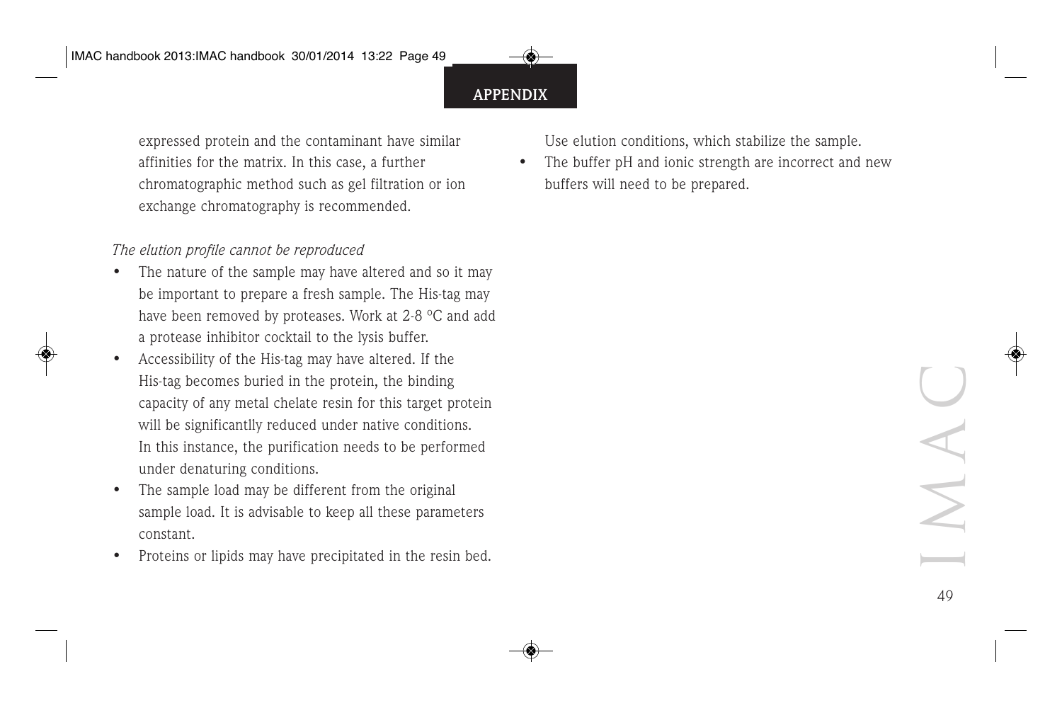expressed protein and the contaminant have similar affinities for the matrix. In this case, a further chromatographic method such as gel filtration or ion exchange chromatography is recommended.

*The elution profile cannot be reproduced*

- The nature of the sample may have altered and so it may be important to prepare a fresh sample. The His-tag may have been removed by proteases. Work at 2-8 °C and add a protease inhibitor cocktail to the lysis buffer.
- Accessibility of the His-tag may have altered. If the His-tag becomes buried in the protein, the binding capacity of any metal chelate resin for this target protein will be significantlly reduced under native conditions. In this instance, the purification needs to be performed under denaturing conditions.
- The sample load may be different from the original sample load. It is advisable to keep all these parameters constant.
- Proteins or lipids may have precipitated in the resin bed. Use elution conditions, which stabilize the sample.
- The buffer pH and ionic strength are incorrect and new buffers will need to be prepared.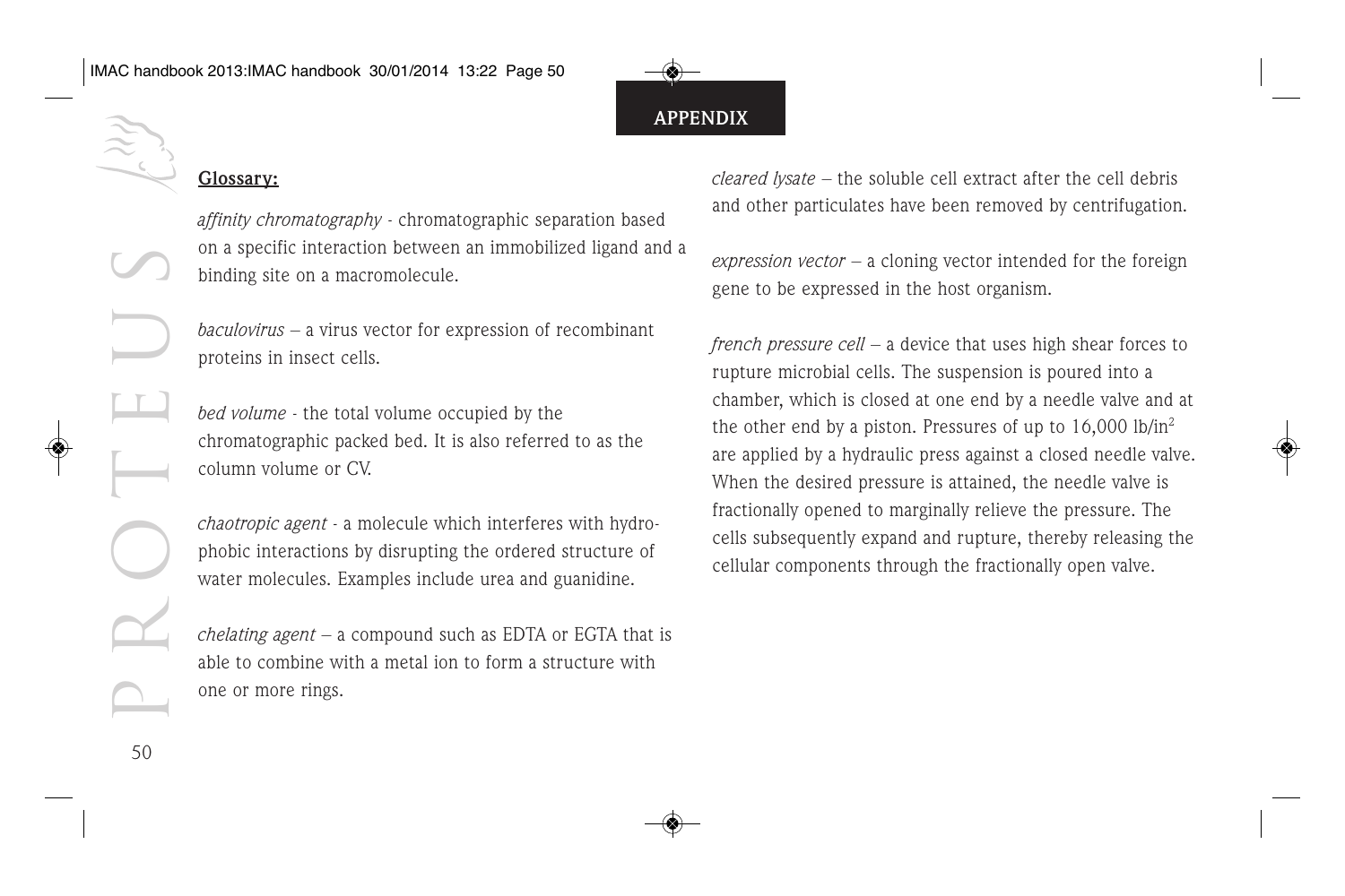## APPENDIX

**Glossary:**

*affinity chromatography* - chromatographic separation based on a specific interaction between an immobilized ligand and a binding site on a macromolecule.

*baculovirus* – a virus vector for expression of recombinant proteins in insect cells.

*bed volume* - the total volume occupied by the chromatographic packed bed. It is also referred to as the column volume or CV.

*chaotropic agent* - a molecule which interferes with hydrophobic interactions by disrupting the ordered structure of water molecules. Examples include urea and guanidine.

*chelating agent* – a compound such as EDTA or EGTA that is able to combine with a metal ion to form a structure with one or more rings.

*cleared lysate* – the soluble cell extract after the cell debris and other particulates have been removed by centrifugation.

*expression vector* – a cloning vector intended for the foreign gene to be expressed in the host organism.

*french pressure cell* – a device that uses high shear forces to rupture microbial cells. The suspension is poured into a chamber, which is closed at one end by a needle valve and at the other end by a piston. Pressures of up to 16,000 lb/in$^2$ are applied by a hydraulic press against a closed needle valve. When the desired pressure is attained, the needle valve is fractionally opened to marginally relieve the pressure. The cells subsequently expand and rupture, thereby releasing the cellular components through the fractionally open valve.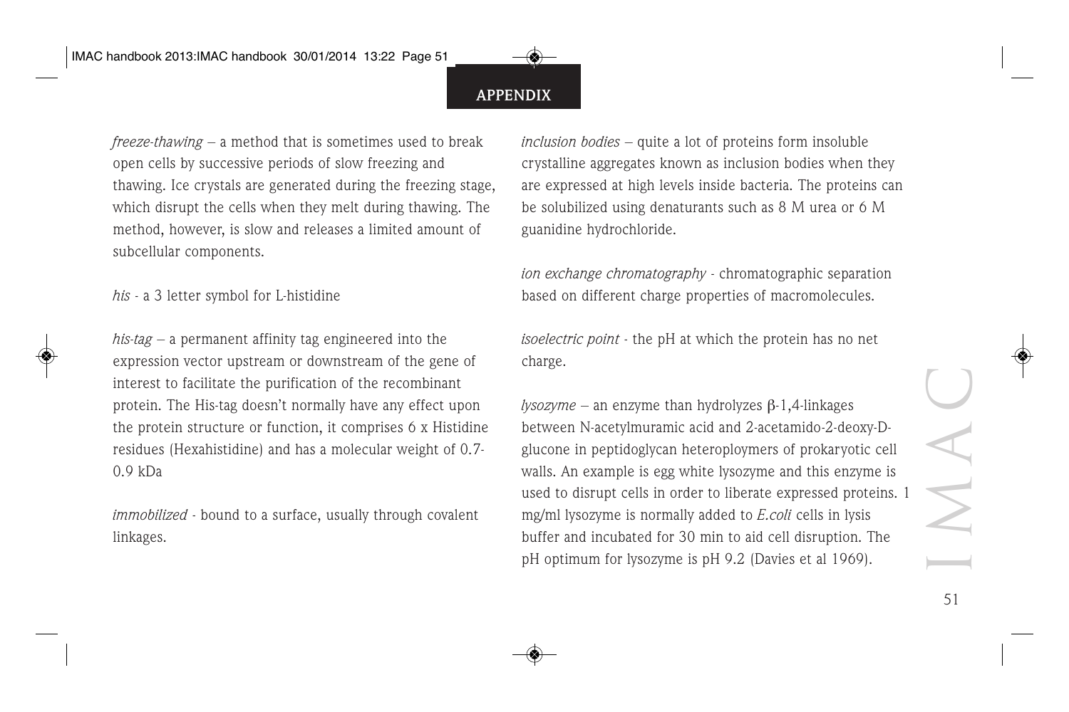*freeze-thawing* – a method that is sometimes used to break open cells by successive periods of slow freezing and thawing. Ice crystals are generated during the freezing stage, which disrupt the cells when they melt during thawing. The method, however, is slow and releases a limited amount of subcellular components.

*his* - a 3 letter symbol for L-histidine

*his-tag* – a permanent affinity tag engineered into the expression vector upstream or downstream of the gene of interest to facilitate the purification of the recombinant protein. The His-tag doesn't normally have any effect upon the protein structure or function, it comprises 6 x Histidine residues (Hexahistidine) and has a molecular weight of 0.7-0.9 kDa

*immobilized* - bound to a surface, usually through covalent linkages.

*inclusion bodies* – quite a lot of proteins form insoluble crystalline aggregates known as inclusion bodies when they are expressed at high levels inside bacteria. The proteins can be solubilized using denaturants such as 8 M urea or 6 M guanidine hydrochloride.

*ion exchange chromatography* - chromatographic separation based on different charge properties of macromolecules.

*isoelectric point* - the pH at which the protein has no net charge.

*lysozyme* – an enzyme than hydrolyzes β-1,4-linkages between N-acetylmuramic acid and 2-acetamido-2-deoxy-D-glucone in peptidoglycan heteroploymers of prokaryotic cell walls. An example is egg white lysozyme and this enzyme is used to disrupt cells in order to liberate expressed proteins. 1 mg/ml lysozyme is normally added to *E.coli* cells in lysis buffer and incubated for 30 min to aid cell disruption. The pH optimum for lysozyme is pH 9.2 (Davies et al 1969).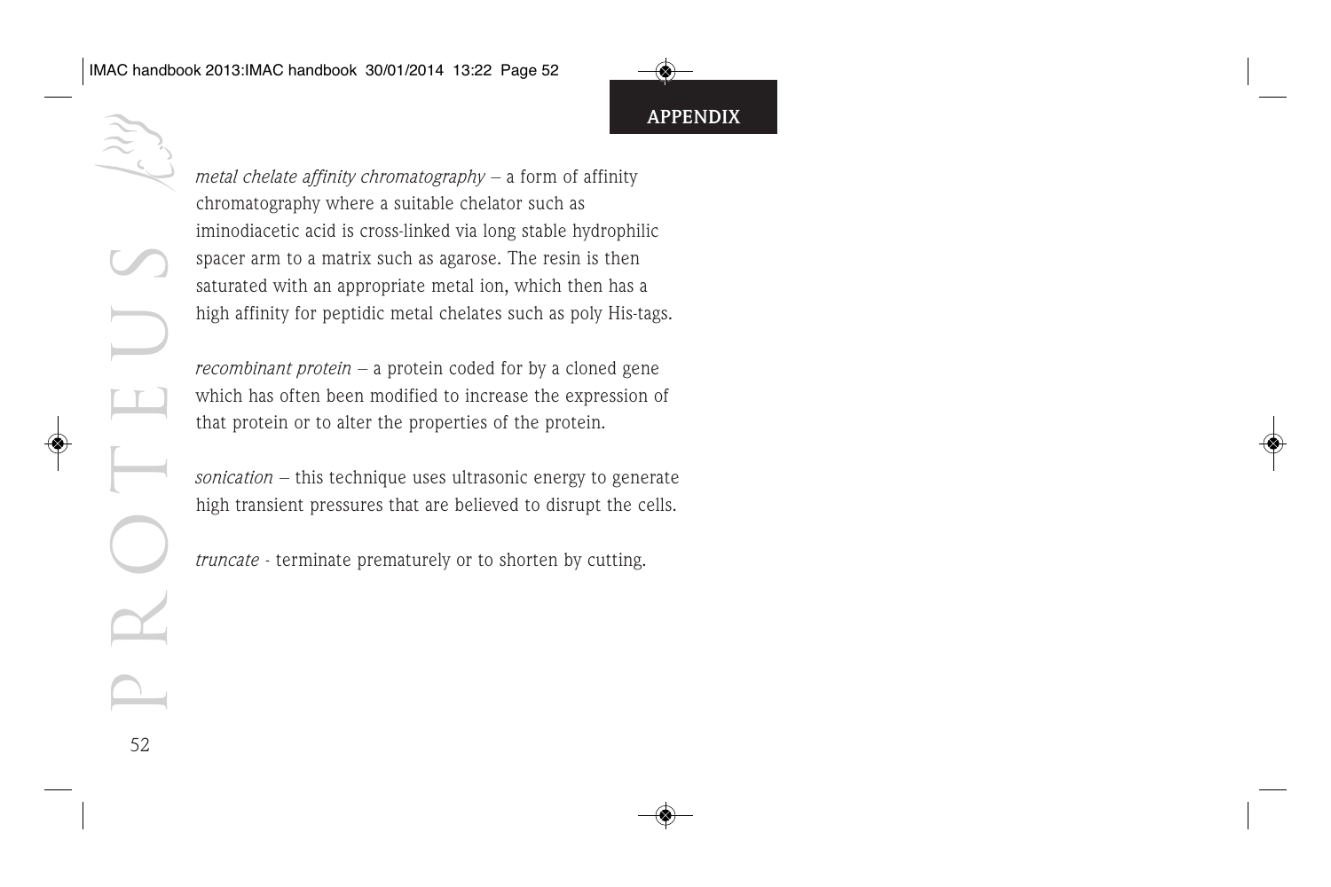## APPENDIX

*metal chelate affinity chromatography* – a form of affinity chromatography where a suitable chelator such as iminodiacetic acid is cross-linked via long stable hydrophilic spacer arm to a matrix such as agarose. The resin is then saturated with an appropriate metal ion, which then has a high affinity for peptidic metal chelates such as poly His-tags.

*recombinant protein* – a protein coded for by a cloned gene which has often been modified to increase the expression of that protein or to alter the properties of the protein.

*sonication* – this technique uses ultrasonic energy to generate high transient pressures that are believed to disrupt the cells.

*truncate* - terminate prematurely or to shorten by cutting.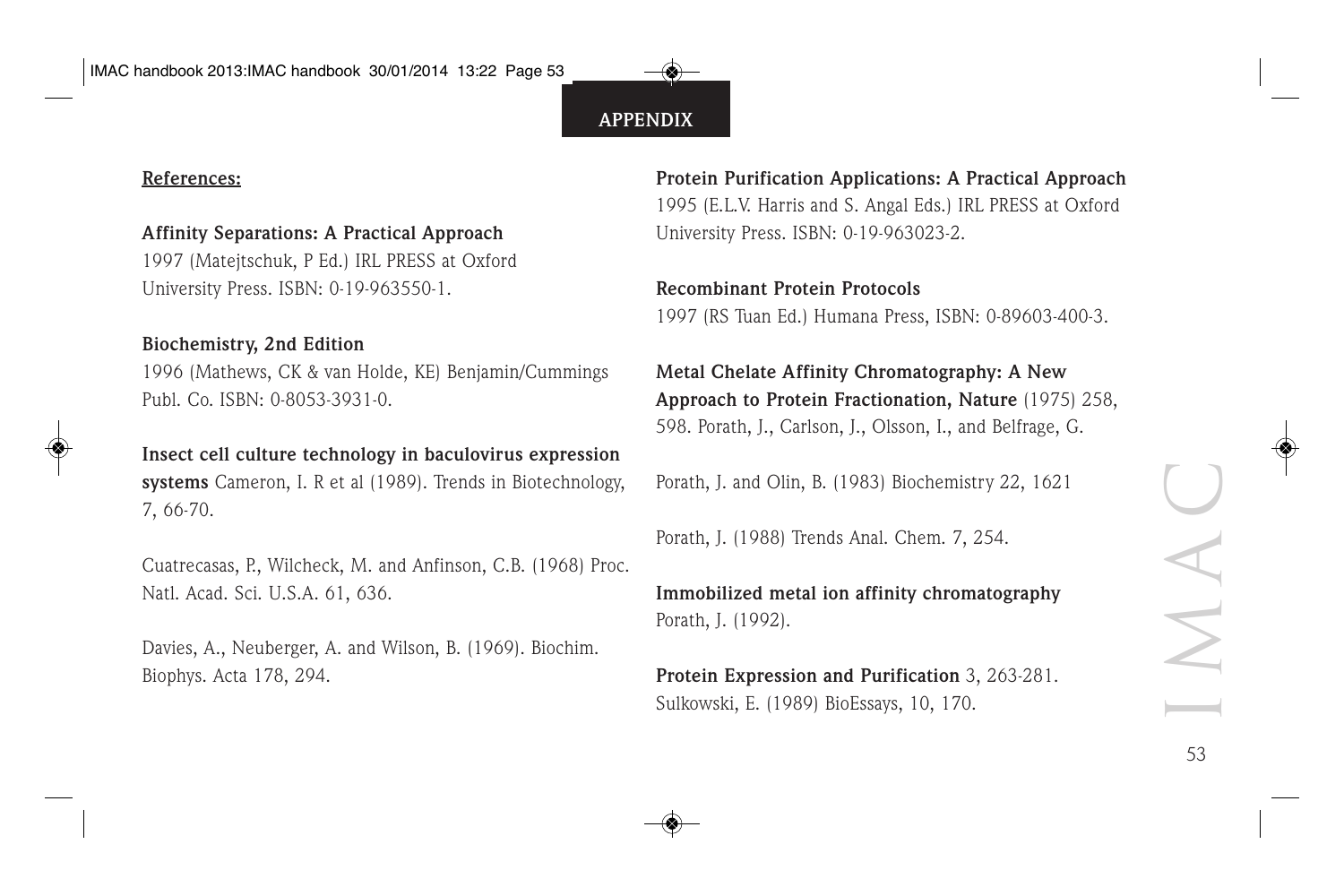## APPENDIX

**References:**

**Affinity Separations: A Practical Approach**
1997 (Matejtschuk, P Ed.) IRL PRESS at Oxford University Press. ISBN: 0-19-963550-1.

**Biochemistry, 2nd Edition**
1996 (Mathews, CK & van Holde, KE) Benjamin/Cummings Publ. Co. ISBN: 0-8053-3931-0.

**Insect cell culture technology in baculovirus expression systems** Cameron, I. R et al (1989). Trends in Biotechnology, 7, 66-70.

Cuatrecasas, P., Wilcheck, M. and Anfinson, C.B. (1968) Proc. Natl. Acad. Sci. U.S.A. 61, 636.

Davies, A., Neuberger, A. and Wilson, B. (1969). Biochim. Biophys. Acta 178, 294.

**Protein Purification Applications: A Practical Approach**
1995 (E.L.V. Harris and S. Angal Eds.) IRL PRESS at Oxford University Press. ISBN: 0-19-963023-2.

**Recombinant Protein Protocols**
1997 (RS Tuan Ed.) Humana Press, ISBN: 0-89603-400-3.

**Metal Chelate Affinity Chromatography: A New Approach to Protein Fractionation, Nature** (1975) 258, 598. Porath, J., Carlson, J., Olsson, I., and Belfrage, G.

Porath, J. and Olin, B. (1983) Biochemistry 22, 1621

Porath, J. (1988) Trends Anal. Chem. 7, 254.

**Immobilized metal ion affinity chromatography**
Porath, J. (1992).

**Protein Expression and Purification** 3, 263-281.
Sulkowski, E. (1989) BioEssays, 10, 170.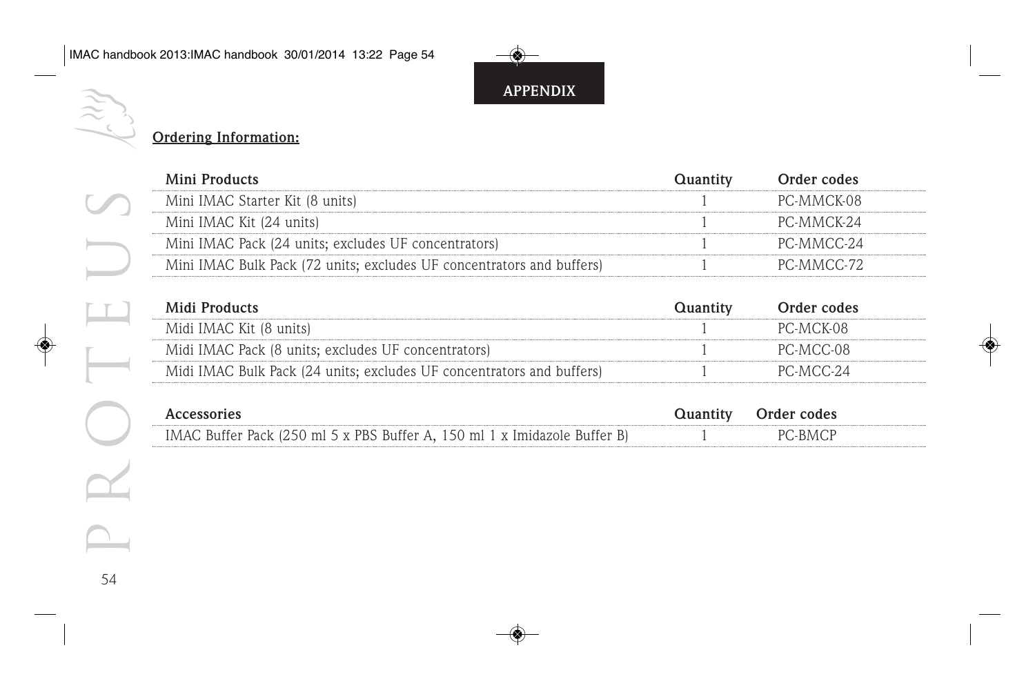## APPENDIX

**Ordering Information:**

| Mini Products | Quantity | Order codes |
|---|---|---|
| Mini IMAC Starter Kit (8 units) | 1 | PC-MMCK-08 |
| Mini IMAC Kit (24 units) | 1 | PC-MMCK-24 |
| Mini IMAC Pack (24 units; excludes UF concentrators) | 1 | PC-MMCC-24 |
| Mini IMAC Bulk Pack (72 units; excludes UF concentrators and buffers) | 1 | PC-MMCC-72 |

| Midi Products | Quantity | Order codes |
|---|---|---|
| Midi IMAC Kit (8 units) | 1 | PC-MCK-08 |
| Midi IMAC Pack (8 units; excludes UF concentrators) | 1 | PC-MCC-08 |
| Midi IMAC Bulk Pack (24 units; excludes UF concentrators and buffers) | 1 | PC-MCC-24 |

| Accessories | Quantity | Order codes |
|---|---|---|
| IMAC Buffer Pack (250 ml 5 x PBS Buffer A, 150 ml 1 x Imidazole Buffer B) | 1 | PC-BMCP |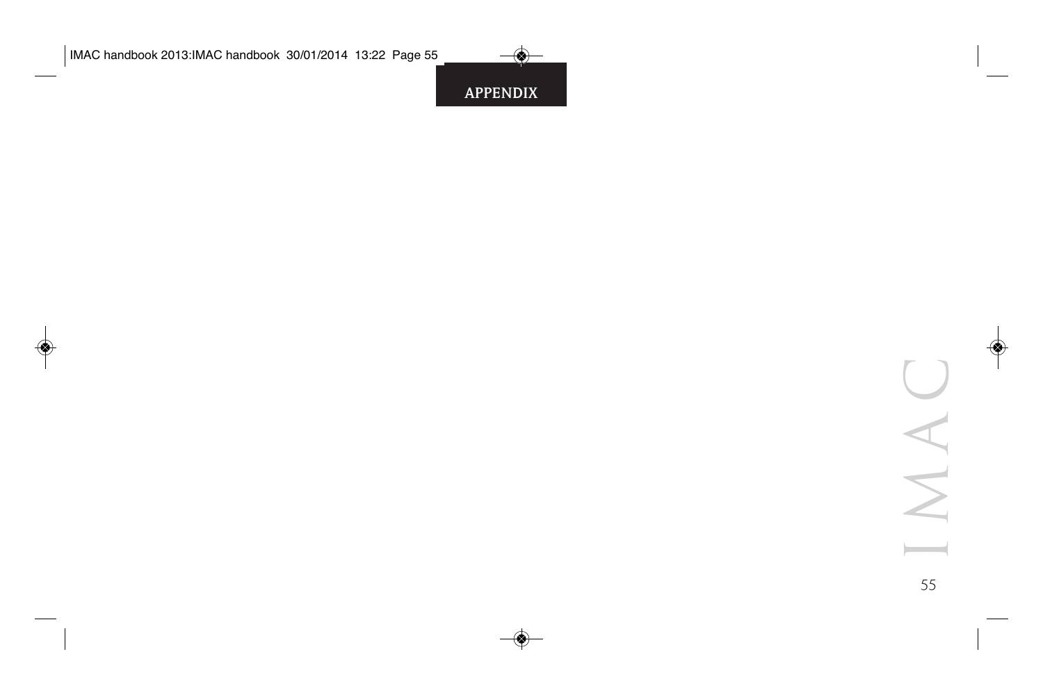APPENDIX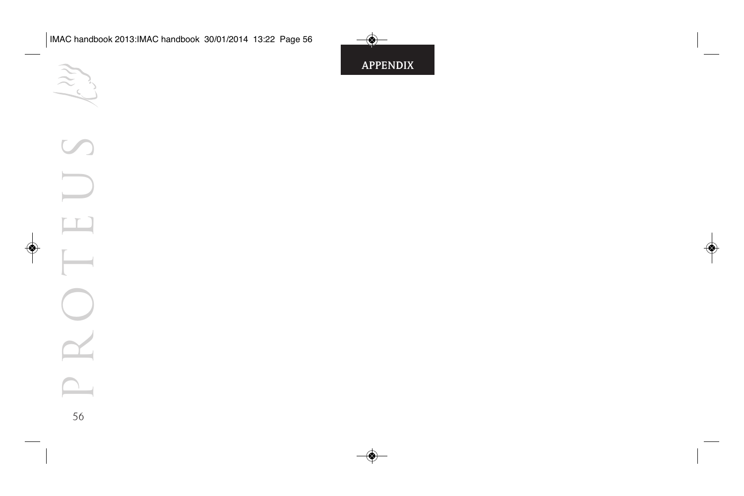APPENDIX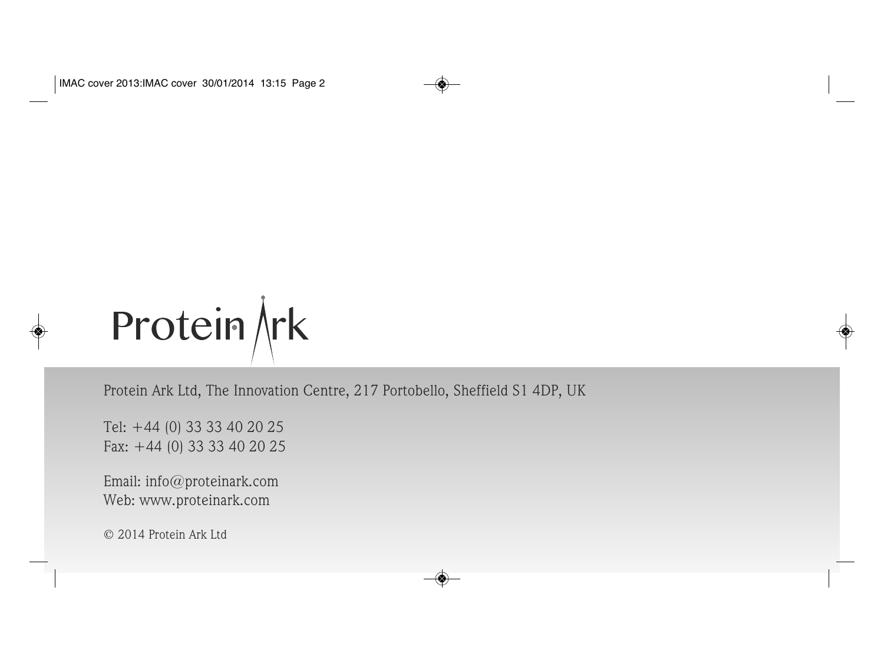Protein Ark

Protein Ark Ltd, The Innovation Centre, 217 Portobello, Sheffield S1 4DP, UK

Tel: +44 (0) 33 33 40 20 25
Fax: +44 (0) 33 33 40 20 25

Email: info@proteinark.com
Web: www.proteinark.com

© 2014 Protein Ark Ltd